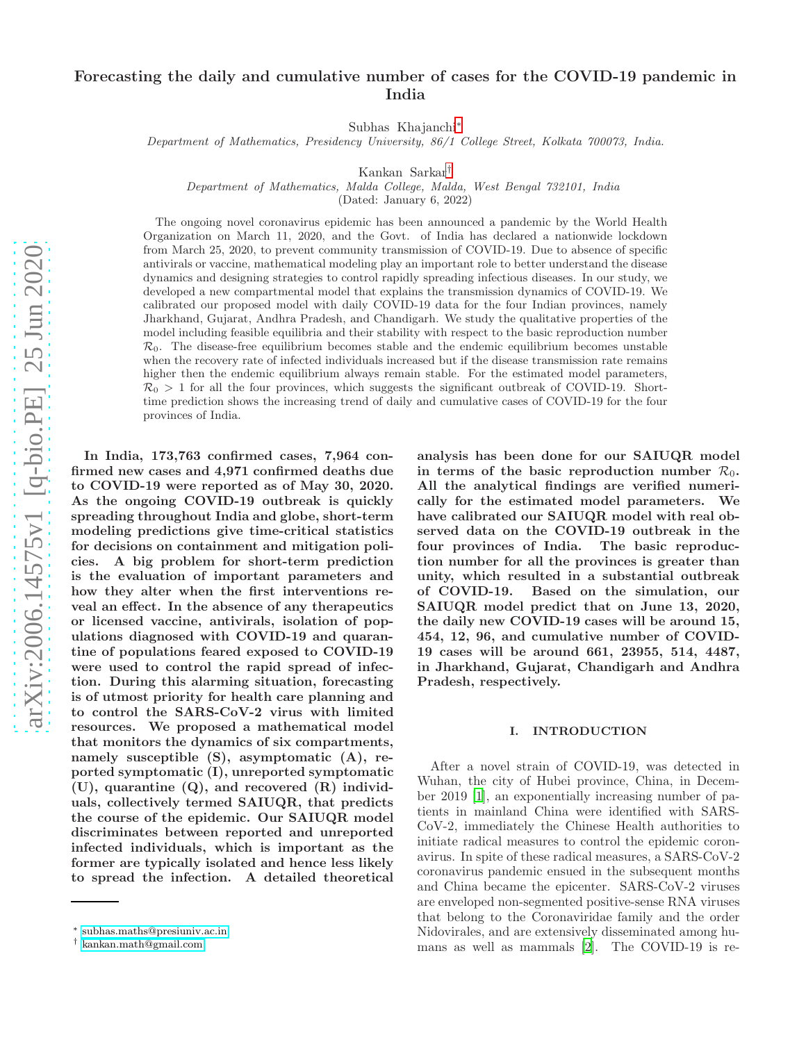# Forecasting the daily and cumulative number of cases for the COVID-19 pandemic in India

Subhas Khajanchi[*]

*Department of Mathematics, Presidency University, 86/1 College Street, Kolkata 700073, India.*

Kankan Sarkar[†]

*Department of Mathematics, Malda College, Malda, West Bengal 732101, India*

(Dated: January 6, 2022)

The ongoing novel coronavirus epidemic has been announced a pandemic by the World Health Organization on March 11, 2020, and the Govt. of India has declared a nationwide lockdown from March 25, 2020, to prevent community transmission of COVID-19. Due to absence of specific antivirals or vaccine, mathematical modeling play an important role to better understand the disease dynamics and designing strategies to control rapidly spreading infectious diseases. In our study, we developed a new compartmental model that explains the transmission dynamics of COVID-19. We calibrated our proposed model with daily COVID-19 data for the four Indian provinces, namely Jharkhand, Gujarat, Andhra Pradesh, and Chandigarh. We study the qualitative properties of the model including feasible equilibria and their stability with respect to the basic reproduction number $\mathcal{R}_0$. The disease-free equilibrium becomes stable and the endemic equilibrium becomes unstable when the recovery rate of infected individuals increased but if the disease transmission rate remains higher then the endemic equilibrium always remain stable. For the estimated model parameters, $\mathcal{R}_0 > 1$ for all the four provinces, which suggests the significant outbreak of COVID-19. Short-time prediction shows the increasing trend of daily and cumulative cases of COVID-19 for the four provinces of India.

**In India, 173,763 confirmed cases, 7,964 confirmed new cases and 4,971 confirmed deaths due to COVID-19 were reported as of May 30, 2020. As the ongoing COVID-19 outbreak is quickly spreading throughout India and globe, short-term modeling predictions give time-critical statistics for decisions on containment and mitigation policies. A big problem for short-term prediction is the evaluation of important parameters and how they alter when the first interventions reveal an effect. In the absence of any therapeutics or licensed vaccine, antivirals, isolation of populations diagnosed with COVID-19 and quarantine of populations feared exposed to COVID-19 were used to control the rapid spread of infection. During this alarming situation, forecasting is of utmost priority for health care planning and to control the SARS-CoV-2 virus with limited resources. We proposed a mathematical model that monitors the dynamics of six compartments, namely susceptible (S), asymptomatic (A), reported symptomatic (I), unreported symptomatic (U), quarantine (Q), and recovered (R) individuals, collectively termed SAIUQR, that predicts the course of the epidemic. Our SAIUQR model discriminates between reported and unreported infected individuals, which is important as the former are typically isolated and hence less likely to spread the infection. A detailed theoretical analysis has been done for our SAIUQR model in terms of the basic reproduction number $\mathcal{R}_0$. All the analytical findings are verified numerically for the estimated model parameters. We have calibrated our SAIUQR model with real observed data on the COVID-19 outbreak in the four provinces of India. The basic reproduction number for all the provinces is greater than unity, which resulted in a substantial outbreak of COVID-19. Based on the simulation, our SAIUQR model predict that on June 13, 2020, the daily new COVID-19 cases will be around 15, 454, 12, 96, and cumulative number of COVID-19 cases will be around 661, 23955, 514, 4487, in Jharkhand, Gujarat, Chandigarh and Andhra Pradesh, respectively.**

## I. INTRODUCTION

After a novel strain of COVID-19, was detected in Wuhan, the city of Hubei province, China, in December 2019 [1], an exponentially increasing number of patients in mainland China were identified with SARS-CoV-2, immediately the Chinese Health authorities to initiate radical measures to control the epidemic coronavirus. In spite of these radical measures, a SARS-CoV-2 coronavirus pandemic ensued in the subsequent months and China became the epicenter. SARS-CoV-2 viruses are enveloped non-segmented positive-sense RNA viruses that belong to the Coronaviridae family and the order Nidovirales, and are extensively disseminated among humans as well as mammals [2]. The COVID-19 is re-

---

[*] subhas.maths@presiuniv.ac.in

[†] kankan.math@gmail.com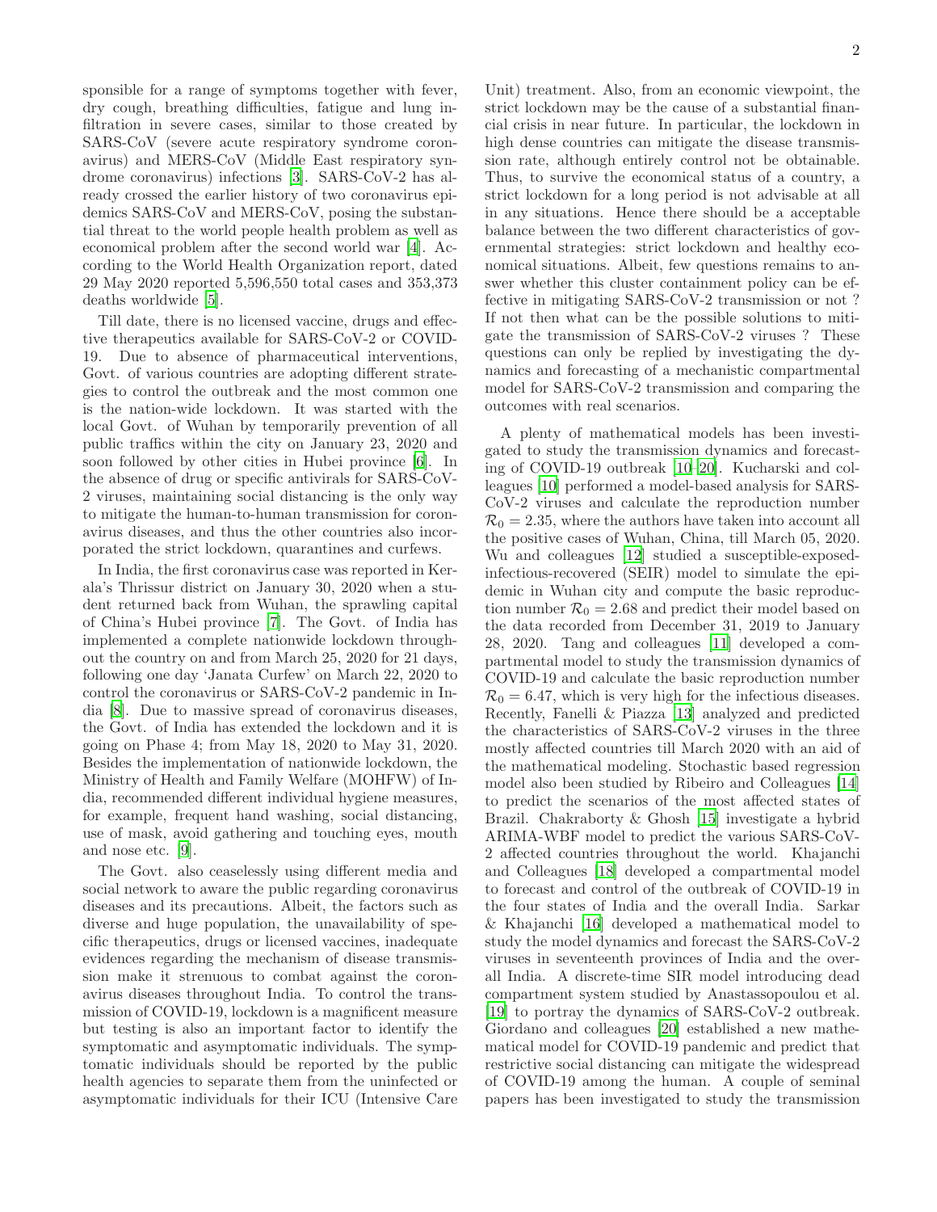sponsible for a range of symptoms together with fever, dry cough, breathing difficulties, fatigue and lung infiltration in severe cases, similar to those created by SARS-CoV (severe acute respiratory syndrome coronavirus) and MERS-CoV (Middle East respiratory syndrome coronavirus) infections [3]. SARS-CoV-2 has already crossed the earlier history of two coronavirus epidemics SARS-CoV and MERS-CoV, posing the substantial threat to the world people health problem as well as economical problem after the second world war [4]. According to the World Health Organization report, dated 29 May 2020 reported 5,596,550 total cases and 353,373 deaths worldwide [5].

Till date, there is no licensed vaccine, drugs and effective therapeutics available for SARS-CoV-2 or COVID-19. Due to absence of pharmaceutical interventions, Govt. of various countries are adopting different strategies to control the outbreak and the most common one is the nation-wide lockdown. It was started with the local Govt. of Wuhan by temporarily prevention of all public traffics within the city on January 23, 2020 and soon followed by other cities in Hubei province [6]. In the absence of drug or specific antivirals for SARS-CoV-2 viruses, maintaining social distancing is the only way to mitigate the human-to-human transmission for coronavirus diseases, and thus the other countries also incorporated the strict lockdown, quarantines and curfews.

In India, the first coronavirus case was reported in Kerala's Thrissur district on January 30, 2020 when a student returned back from Wuhan, the sprawling capital of China's Hubei province [7]. The Govt. of India has implemented a complete nationwide lockdown throughout the country on and from March 25, 2020 for 21 days, following one day 'Janata Curfew' on March 22, 2020 to control the coronavirus or SARS-CoV-2 pandemic in India [8]. Due to massive spread of coronavirus diseases, the Govt. of India has extended the lockdown and it is going on Phase 4; from May 18, 2020 to May 31, 2020. Besides the implementation of nationwide lockdown, the Ministry of Health and Family Welfare (MOHFW) of India, recommended different individual hygiene measures, for example, frequent hand washing, social distancing, use of mask, avoid gathering and touching eyes, mouth and nose etc. [9].

The Govt. also ceaselessly using different media and social network to aware the public regarding coronavirus diseases and its precautions. Albeit, the factors such as diverse and huge population, the unavailability of specific therapeutics, drugs or licensed vaccines, inadequate evidences regarding the mechanism of disease transmission make it strenuous to combat against the coronavirus diseases throughout India. To control the transmission of COVID-19, lockdown is a magnificent measure but testing is also an important factor to identify the symptomatic and asymptomatic individuals. The symptomatic individuals should be reported by the public health agencies to separate them from the uninfected or asymptomatic individuals for their ICU (Intensive Care Unit) treatment. Also, from an economic viewpoint, the strict lockdown may be the cause of a substantial financial crisis in near future. In particular, the lockdown in high dense countries can mitigate the disease transmission rate, although entirely control not be obtainable. Thus, to survive the economical status of a country, a strict lockdown for a long period is not advisable at all in any situations. Hence there should be a acceptable balance between the two different characteristics of governmental strategies: strict lockdown and healthy economical situations. Albeit, few questions remains to answer whether this cluster containment policy can be effective in mitigating SARS-CoV-2 transmission or not ? If not then what can be the possible solutions to mitigate the transmission of SARS-CoV-2 viruses ? These questions can only be replied by investigating the dynamics and forecasting of a mechanistic compartmental model for SARS-CoV-2 transmission and comparing the outcomes with real scenarios.

A plenty of mathematical models has been investigated to study the transmission dynamics and forecasting of COVID-19 outbreak [10–20]. Kucharski and colleagues [10] performed a model-based analysis for SARS-CoV-2 viruses and calculate the reproduction number $\mathcal{R}_0 = 2.35$, where the authors have taken into account all the positive cases of Wuhan, China, till March 05, 2020. Wu and colleagues [12] studied a susceptible-exposed-infectious-recovered (SEIR) model to simulate the epidemic in Wuhan city and compute the basic reproduction number $\mathcal{R}_0 = 2.68$ and predict their model based on the data recorded from December 31, 2019 to January 28, 2020. Tang and colleagues [11] developed a compartmental model to study the transmission dynamics of COVID-19 and calculate the basic reproduction number $\mathcal{R}_0 = 6.47$, which is very high for the infectious diseases. Recently, Fanelli & Piazza [13] analyzed and predicted the characteristics of SARS-CoV-2 viruses in the three mostly affected countries till March 2020 with an aid of the mathematical modeling. Stochastic based regression model also been studied by Ribeiro and Colleagues [14] to predict the scenarios of the most affected states of Brazil. Chakraborty & Ghosh [15] investigate a hybrid ARIMA-WBF model to predict the various SARS-CoV-2 affected countries throughout the world. Khajanchi and Colleagues [18] developed a compartmental model to forecast and control of the outbreak of COVID-19 in the four states of India and the overall India. Sarkar & Khajanchi [16] developed a mathematical model to study the model dynamics and forecast the SARS-CoV-2 viruses in seventeenth provinces of India and the overall India. A discrete-time SIR model introducing dead compartment system studied by Anastassopoulou et al. [19] to portray the dynamics of SARS-CoV-2 outbreak. Giordano and colleagues [20] established a new mathematical model for COVID-19 pandemic and predict that restrictive social distancing can mitigate the widespread of COVID-19 among the human. A couple of seminal papers has been investigated to study the transmission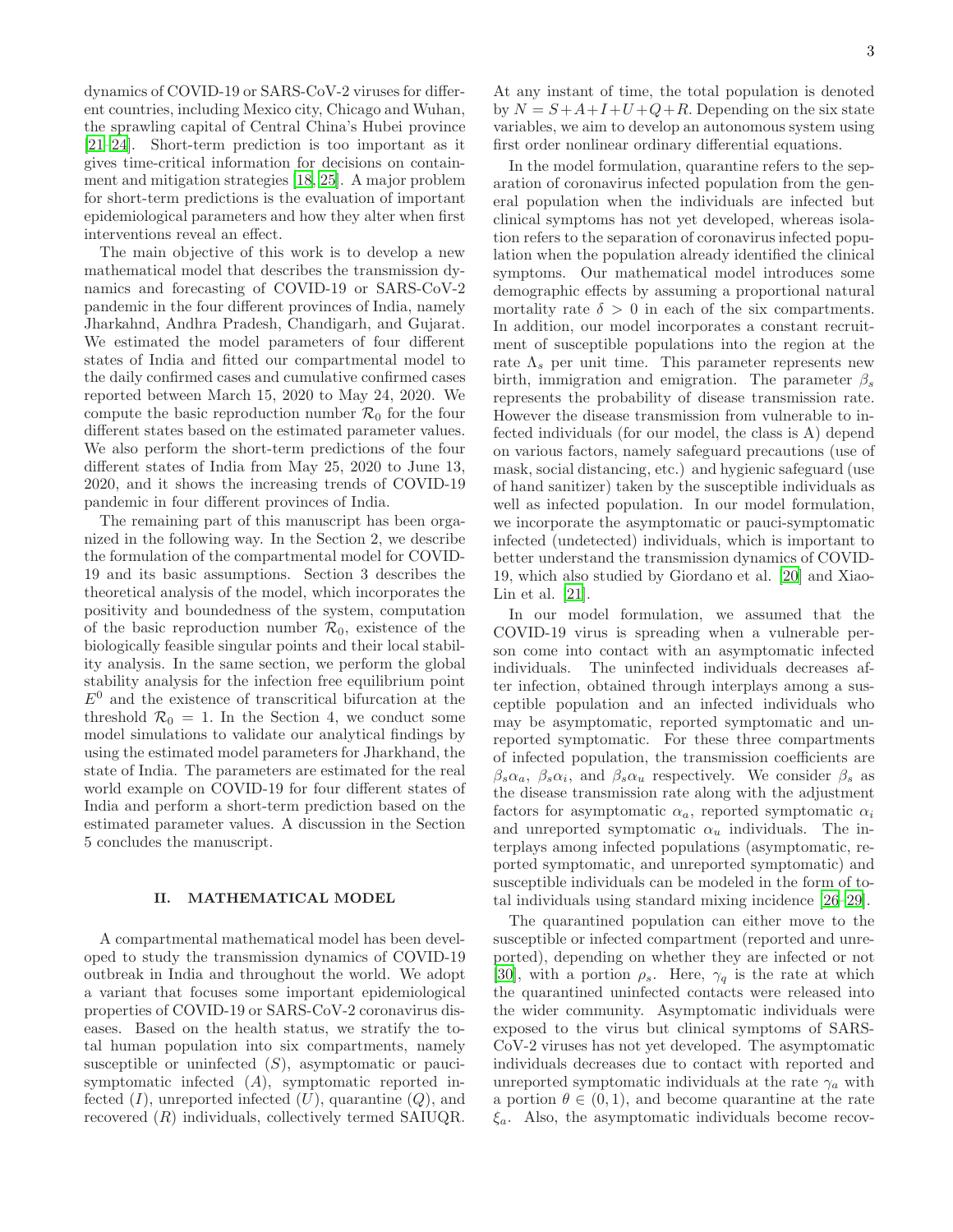dynamics of COVID-19 or SARS-CoV-2 viruses for different countries, including Mexico city, Chicago and Wuhan, the sprawling capital of Central China's Hubei province [21–24]. Short-term prediction is too important as it gives time-critical information for decisions on containment and mitigation strategies [18, 25]. A major problem for short-term predictions is the evaluation of important epidemiological parameters and how they alter when first interventions reveal an effect.

The main objective of this work is to develop a new mathematical model that describes the transmission dynamics and forecasting of COVID-19 or SARS-CoV-2 pandemic in the four different provinces of India, namely Jharkahnd, Andhra Pradesh, Chandigarh, and Gujarat. We estimated the model parameters of four different states of India and fitted our compartmental model to the daily confirmed cases and cumulative confirmed cases reported between March 15, 2020 to May 24, 2020. We compute the basic reproduction number $\mathcal{R}_0$ for the four different states based on the estimated parameter values. We also perform the short-term predictions of the four different states of India from May 25, 2020 to June 13, 2020, and it shows the increasing trends of COVID-19 pandemic in four different provinces of India.

The remaining part of this manuscript has been organized in the following way. In the Section 2, we describe the formulation of the compartmental model for COVID-19 and its basic assumptions. Section 3 describes the theoretical analysis of the model, which incorporates the positivity and boundedness of the system, computation of the basic reproduction number $\mathcal{R}_0$, existence of the biologically feasible singular points and their local stability analysis. In the same section, we perform the global stability analysis for the infection free equilibrium point $E^0$ and the existence of transcritical bifurcation at the threshold $\mathcal{R}_0 = 1$. In the Section 4, we conduct some model simulations to validate our analytical findings by using the estimated model parameters for Jharkhand, the state of India. The parameters are estimated for the real world example on COVID-19 for four different states of India and perform a short-term prediction based on the estimated parameter values. A discussion in the Section 5 concludes the manuscript.

## II. MATHEMATICAL MODEL

A compartmental mathematical model has been developed to study the transmission dynamics of COVID-19 outbreak in India and throughout the world. We adopt a variant that focuses some important epidemiological properties of COVID-19 or SARS-CoV-2 coronavirus diseases. Based on the health status, we stratify the total human population into six compartments, namely susceptible or uninfected ($S$), asymptomatic or paucisymptomatic infected ($A$), symptomatic reported infected ($I$), unreported infected ($U$), quarantine ($Q$), and recovered ($R$) individuals, collectively termed SAIUQR. At any instant of time, the total population is denoted by $N = S+A+I+U+Q+R$. Depending on the six state variables, we aim to develop an autonomous system using first order nonlinear ordinary differential equations.

In the model formulation, quarantine refers to the separation of coronavirus infected population from the general population when the individuals are infected but clinical symptoms has not yet developed, whereas isolation refers to the separation of coronavirus infected population when the population already identified the clinical symptoms. Our mathematical model introduces some demographic effects by assuming a proportional natural mortality rate $\delta > 0$ in each of the six compartments. In addition, our model incorporates a constant recruitment of susceptible populations into the region at the rate $\Lambda_s$ per unit time. This parameter represents new birth, immigration and emigration. The parameter $\beta_s$ represents the probability of disease transmission rate. However the disease transmission from vulnerable to infected individuals (for our model, the class is A) depend on various factors, namely safeguard precautions (use of mask, social distancing, etc.) and hygienic safeguard (use of hand sanitizer) taken by the susceptible individuals as well as infected population. In our model formulation, we incorporate the asymptomatic or pauci-symptomatic infected (undetected) individuals, which is important to better understand the transmission dynamics of COVID-19, which also studied by Giordano et al. [20] and Xiao-Lin et al. [21].

In our model formulation, we assumed that the COVID-19 virus is spreading when a vulnerable person come into contact with an asymptomatic infected individuals. The uninfected individuals decreases after infection, obtained through interplays among a susceptible population and an infected individuals who may be asymptomatic, reported symptomatic and unreported symptomatic. For these three compartments of infected population, the transmission coefficients are $\beta_s\alpha_a$, $\beta_s\alpha_i$, and $\beta_s\alpha_u$ respectively. We consider $\beta_s$ as the disease transmission rate along with the adjustment factors for asymptomatic $\alpha_a$, reported symptomatic $\alpha_i$ and unreported symptomatic $\alpha_u$ individuals. The interplays among infected populations (asymptomatic, reported symptomatic, and unreported symptomatic) and susceptible individuals can be modeled in the form of total individuals using standard mixing incidence [26–29].

The quarantined population can either move to the susceptible or infected compartment (reported and unreported), depending on whether they are infected or not [30], with a portion $\rho_s$. Here, $\gamma_q$ is the rate at which the quarantined uninfected contacts were released into the wider community. Asymptomatic individuals were exposed to the virus but clinical symptoms of SARS-CoV-2 viruses has not yet developed. The asymptomatic individuals decreases due to contact with reported and unreported symptomatic individuals at the rate $\gamma_a$ with a portion $\theta \in (0, 1)$, and become quarantine at the rate $\xi_a$. Also, the asymptomatic individuals become recov-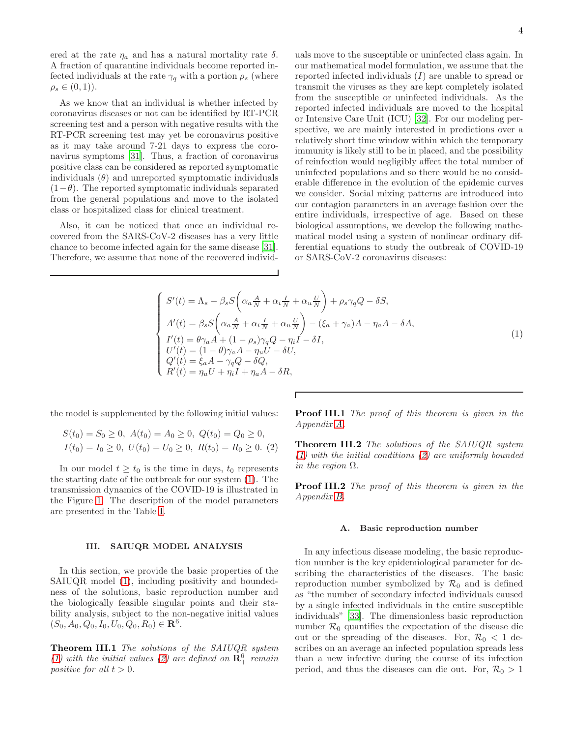ered at the rate $\eta_a$ and has a natural mortality rate $\delta$. A fraction of quarantine individuals become reported infected individuals at the rate $\gamma_q$ with a portion $\rho_s$ (where $\rho_s \in (0,1)$).

As we know that an individual is whether infected by coronavirus diseases or not can be identified by RT-PCR screening test and a person with negative results with the RT-PCR screening test may yet be coronavirus positive as it may take around 7-21 days to express the coronavirus symptoms [31]. Thus, a fraction of coronavirus positive class can be considered as reported symptomatic individuals ($\theta$) and unreported symptomatic individuals $(1-\theta)$. The reported symptomatic individuals separated from the general populations and move to the isolated class or hospitalized class for clinical treatment.

Also, it can be noticed that once an individual recovered from the SARS-CoV-2 diseases has a very little chance to become infected again for the same disease [31]. Therefore, we assume that none of the recovered individuals move to the susceptible or uninfected class again. In our mathematical model formulation, we assume that the reported infected individuals ($I$) are unable to spread or transmit the viruses as they are kept completely isolated from the susceptible or uninfected individuals. As the reported infected individuals are moved to the hospital or Intensive Care Unit (ICU) [32]. For our modeling perspective, we are mainly interested in predictions over a relatively short time window within which the temporary immunity is likely still to be in placed, and the possibility of reinfection would negligibly affect the total number of uninfected populations and so there would be no considerable difference in the evolution of the epidemic curves we consider. Social mixing patterns are introduced into our contagion parameters in an average fashion over the entire individuals, irrespective of age. Based on these biological assumptions, we develop the following mathematical model using a system of nonlinear ordinary differential equations to study the outbreak of COVID-19 or SARS-CoV-2 coronavirus diseases:

$$
\begin{cases}
S'(t) = \Lambda_s - \beta_s S\left(\alpha_a \frac{A}{N} + \alpha_i \frac{I}{N} + \alpha_u \frac{U}{N}\right) + \rho_s \gamma_q Q - \delta S, \\
A'(t) = \beta_s S\left(\alpha_a \frac{A}{N} + \alpha_i \frac{I}{N} + \alpha_u \frac{U}{N}\right) - (\xi_a + \gamma_a)A - \eta_a A - \delta A, \\
I'(t) = \theta \gamma_a A + (1-\rho_s)\gamma_q Q - \eta_i I - \delta I, \\
U'(t) = (1-\theta)\gamma_a A - \eta_u U - \delta U, \\
Q'(t) = \xi_a A - \gamma_q Q - \delta Q, \\
R'(t) = \eta_u U + \eta_i I + \eta_a A - \delta R,
\end{cases}
\tag{1}
$$

the model is supplemented by the following initial values:

$$
\begin{aligned}
&S(t_0) = S_0 \geq 0,\ A(t_0) = A_0 \geq 0,\ Q(t_0) = Q_0 \geq 0, \\
&I(t_0) = I_0 \geq 0,\ U(t_0) = U_0 \geq 0,\ R(t_0) = R_0 \geq 0.
\end{aligned}
\tag{2}
$$

In our model $t \geq t_0$ is the time in days, $t_0$ represents the starting date of the outbreak for our system (1). The transmission dynamics of the COVID-19 is illustrated in the Figure 1. The description of the model parameters are presented in the Table I.

## III. SAIUQR MODEL ANALYSIS

In this section, we provide the basic properties of the SAIUQR model (1), including positivity and boundedness of the solutions, basic reproduction number and the biologically feasible singular points and their stability analysis, subject to the non-negative initial values $(S_0, A_0, Q_0, I_0, U_0, Q_0, R_0) \in \mathbf{R}^6$.

**Theorem III.1** *The solutions of the SAIUQR system (1) with the initial values (2) are defined on $\mathbf{R}^6_+$ remain positive for all $t > 0$.*

**Proof III.1** *The proof of this theorem is given in the Appendix A.*

**Theorem III.2** *The solutions of the SAIUQR system (1) with the initial conditions (2) are uniformly bounded in the region $\Omega$.*

**Proof III.2** *The proof of this theorem is given in the Appendix B.*

### A. Basic reproduction number

In any infectious disease modeling, the basic reproduction number is the key epidemiological parameter for describing the characteristics of the diseases. The basic reproduction number symbolized by $\mathcal{R}_0$ and is defined as "the number of secondary infected individuals caused by a single infected individuals in the entire susceptible individuals" [33]. The dimensionless basic reproduction number $\mathcal{R}_0$ quantifies the expectation of the disease die out or the spreading of the diseases. For, $\mathcal{R}_0 < 1$ describes on an average an infected population spreads less than a new infective during the course of its infection period, and thus the diseases can die out. For, $\mathcal{R}_0 > 1$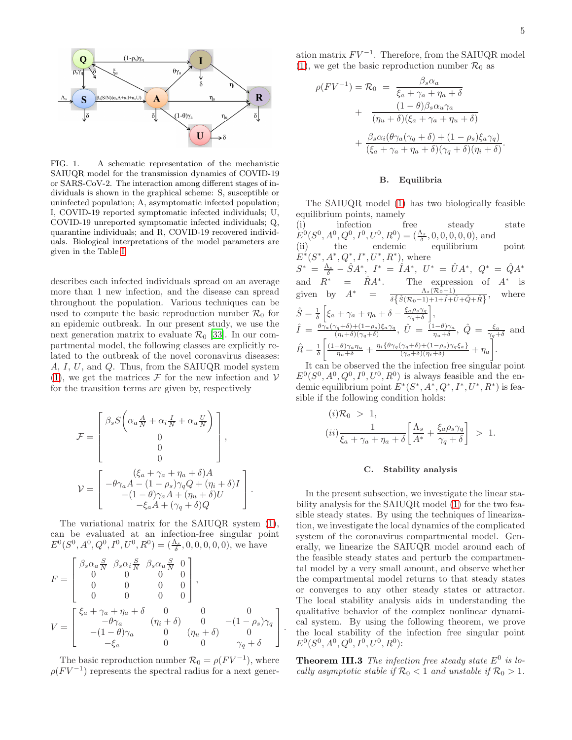FIG. 1. A schematic representation of the mechanistic SAIUQR model for the transmission dynamics of COVID-19 or SARS-CoV-2. The interaction among different stages of individuals is shown in the graphical scheme: S, susceptible or uninfected population; A, asymptomatic infected population; I, COVID-19 reported symptomatic infected individuals; U, COVID-19 unreported symptomatic infected individuals; Q, quarantine individuals; and R, COVID-19 recovered individuals. Biological interpretations of the model parameters are given in the Table I.

describes each infected individuals spread on an average more than 1 new infection, and the disease can spread throughout the population. Various techniques can be used to compute the basic reproduction number $\mathcal{R}_0$ for an epidemic outbreak. In our present study, we use the next generation matrix to evaluate $\mathcal{R}_0$ [33]. In our compartmental model, the following classes are explicitly related to the outbreak of the novel coronavirus diseases: $A$, $I$, $U$, and $Q$. Thus, from the SAIUQR model system (1), we get the matrices $\mathcal{F}$ for the new infection and $\mathcal{V}$ for the transition terms are given by, respectively

$$
\mathcal{F} = \begin{bmatrix} \beta_s S\left(\alpha_a \frac{A}{N} + \alpha_i \frac{I}{N} + \alpha_u \frac{U}{N}\right) \\ 0 \\ 0 \\ 0 \end{bmatrix},
$$

$$
\mathcal{V} = \begin{bmatrix} (\xi_a + \gamma_a + \eta_a + \delta)A \\ -\theta\gamma_a A - (1-\rho_s)\gamma_q Q + (\eta_i + \delta)I \\ -(1-\theta)\gamma_a A + (\eta_u + \delta)U \\ -\xi_a A + (\gamma_q + \delta)Q \end{bmatrix}.
$$

The variational matrix for the SAIUQR system (1), can be evaluated at an infection-free singular point $E^0(S^0, A^0, Q^0, I^0, U^0, R^0) = (\frac{\Lambda_s}{\delta}, 0, 0, 0, 0, 0)$, we have

$$
F = \begin{bmatrix} \beta_s\alpha_a\frac{S}{N} & \beta_s\alpha_i\frac{S}{N} & \beta_s\alpha_u\frac{S}{N} & 0 \\ 0 & 0 & 0 & 0 \\ 0 & 0 & 0 & 0 \\ 0 & 0 & 0 & 0 \end{bmatrix},
$$

$$
V = \begin{bmatrix} \xi_a + \gamma_a + \eta_a + \delta & 0 & 0 & 0 \\ -\theta\gamma_a & (\eta_i + \delta) & 0 & -(1-\rho_s)\gamma_q \\ -(1-\theta)\gamma_a & 0 & (\eta_u + \delta) & 0 \\ -\xi_a & 0 & 0 & \gamma_q + \delta \end{bmatrix}.
$$

The basic reproduction number $\mathcal{R}_0 = \rho(FV^{-1})$, where $\rho(FV^{-1})$ represents the spectral radius for a next generation matrix $FV^{-1}$. Therefore, from the SAIUQR model (1), we get the basic reproduction number $\mathcal{R}_0$ as

$$
\begin{aligned}
\rho(FV^{-1}) = \mathcal{R}_0 &= \frac{\beta_s\alpha_a}{\xi_a + \gamma_a + \eta_a + \delta} \\
&+ \frac{(1-\theta)\beta_s\alpha_u\gamma_a}{(\eta_u + \delta)(\xi_a + \gamma_a + \eta_u + \delta)} \\
&+ \frac{\beta_s\alpha_i(\theta\gamma_a(\gamma_q + \delta) + (1-\rho_s)\xi_a\gamma_q)}{(\xi_a + \gamma_a + \eta_a + \delta)(\gamma_q + \delta)(\eta_i + \delta)}.
\end{aligned}
$$

### B. Equilibria

The SAIUQR model (1) has two biologically feasible equilibrium points, namely
(i) infection free steady state $E^0(S^0, A^0, Q^0, I^0, U^0, R^0) = (\frac{\Lambda_s}{\delta}, 0, 0, 0, 0, 0)$, and
(ii) the endemic equilibrium point $E^*(S^*, A^*, Q^*, I^*, U^*, R^*)$, where
$S^* = \frac{\Lambda_s}{\delta} - \hat{S}A^*$, $I^* = \hat{I}A^*$, $U^* = \hat{U}A^*$, $Q^* = \hat{Q}A^*$ and $R^* = \hat{R}A^*$. The expression of $A^*$ is given by $A^* = \frac{\Lambda_s(\mathcal{R}_0 - 1)}{\delta\{\hat{S}(\mathcal{R}_0-1)+1+\hat{I}+\hat{U}+\hat{Q}+\hat{R}\}}$, where $\hat{S} = \frac{1}{\delta}\left[\xi_a + \gamma_a + \eta_a + \delta - \frac{\xi_a\rho_s\gamma_q}{\gamma_q+\delta}\right]$,
$\hat{I} = \frac{\theta\gamma_a(\gamma_q+\delta)+(1-\rho_s)\xi_a\gamma_q}{(\eta_i+\delta)(\gamma_q+\delta)}$, $\hat{U} = \frac{(1-\theta)\gamma_a}{\eta_u+\delta}$, $\hat{Q} = \frac{\xi_a}{\gamma_q+\delta}$ and
$\hat{R} = \frac{1}{\delta}\left[\frac{(1-\theta)\gamma_a\eta_u}{\eta_u+\delta} + \frac{\eta_i\{\theta\gamma_q(\gamma_q+\delta)+(1-\rho_s)\gamma_q\xi_a\}}{(\gamma_q+\delta)(\eta_i+\delta)} + \eta_a\right]$.

It can be observed the the infection free singular point $E^0(S^0, A^0, Q^0, I^0, U^0, R^0)$ is always feasible and the endemic equilibrium point $E^*(S^*, A^*, Q^*, I^*, U^*, R^*)$ is feasible if the following condition holds:

$$
\begin{aligned}
&(i)\mathcal{R}_0 > 1, \\
&(ii)\frac{1}{\xi_a + \gamma_a + \eta_a + \delta}\left[\frac{\Lambda_s}{A^*} + \frac{\xi_a\rho_s\gamma_q}{\gamma_q + \delta}\right] > 1.
\end{aligned}
$$

### C. Stability analysis

In the present subsection, we investigate the linear stability analysis for the SAIUQR model (1) for the two feasible steady states. By using the techniques of linearization, we investigate the local dynamics of the complicated system of the coronavirus compartmental model. Generally, we linearize the SAIUQR model around each of the feasible steady states and perturb the compartmental model by a very small amount, and observe whether the compartmental model returns to that steady states or converges to any other steady states or attractor. The local stability analysis aids in understanding the qualitative behavior of the complex nonlinear dynamical system. By using the following theorem, we prove the local stability of the infection free singular point $E^0(S^0, A^0, Q^0, I^0, U^0, R^0)$:

**Theorem III.3** *The infection free steady state $E^0$ is locally asymptotic stable if $\mathcal{R}_0 < 1$ and unstable if $\mathcal{R}_0 > 1$.*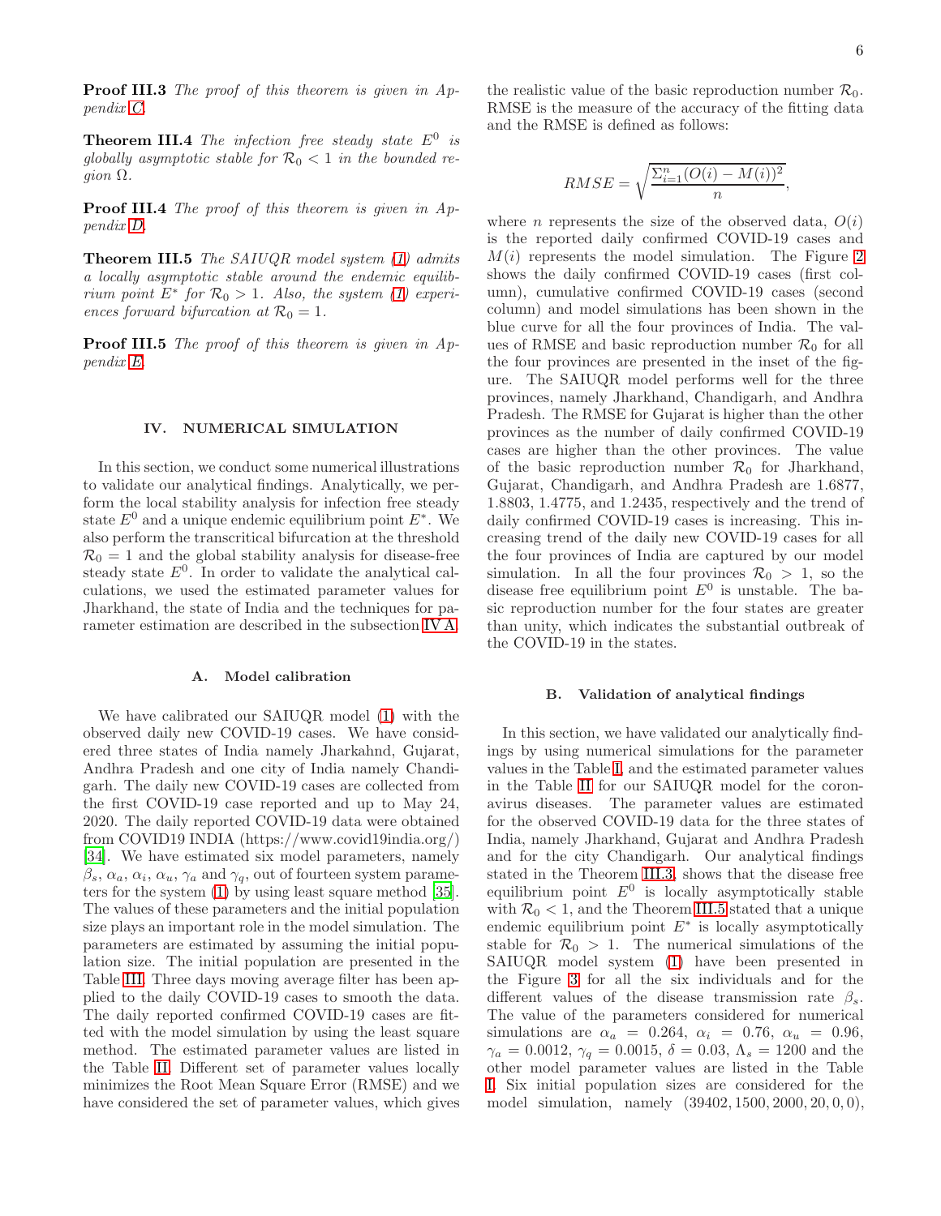**Proof III.3** *The proof of this theorem is given in Appendix C.*

**Theorem III.4** *The infection free steady state $E^0$ is globally asymptotic stable for $\mathcal{R}_0 < 1$ in the bounded region $\Omega$.*

**Proof III.4** *The proof of this theorem is given in Appendix D.*

**Theorem III.5** *The SAIUQR model system (1) admits a locally asymptotic stable around the endemic equilibrium point $E^*$ for $\mathcal{R}_0 > 1$. Also, the system (1) experiences forward bifurcation at $\mathcal{R}_0 = 1$.*

**Proof III.5** *The proof of this theorem is given in Appendix E.*

## IV. NUMERICAL SIMULATION

In this section, we conduct some numerical illustrations to validate our analytical findings. Analytically, we perform the local stability analysis for infection free steady state $E^0$ and a unique endemic equilibrium point $E^*$. We also perform the transcritical bifurcation at the threshold $\mathcal{R}_0 = 1$ and the global stability analysis for disease-free steady state $E^0$. In order to validate the analytical calculations, we used the estimated parameter values for Jharkhand, the state of India and the techniques for parameter estimation are described in the subsection IV A.

### A. Model calibration

We have calibrated our SAIUQR model (1) with the observed daily new COVID-19 cases. We have considered three states of India namely Jharkahnd, Gujarat, Andhra Pradesh and one city of India namely Chandigarh. The daily new COVID-19 cases are collected from the first COVID-19 case reported and up to May 24, 2020. The daily reported COVID-19 data were obtained from COVID19 INDIA (https://www.covid19india.org/) [34]. We have estimated six model parameters, namely $\beta_s$, $\alpha_a$, $\alpha_i$, $\alpha_u$, $\gamma_a$ and $\gamma_q$, out of fourteen system parameters for the system (1) by using least square method [35]. The values of these parameters and the initial population size plays an important role in the model simulation. The parameters are estimated by assuming the initial population size. The initial population are presented in the Table III. Three days moving average filter has been applied to the daily COVID-19 cases to smooth the data. The daily reported confirmed COVID-19 cases are fitted with the model simulation by using the least square method. The estimated parameter values are listed in the Table II. Different set of parameter values locally minimizes the Root Mean Square Error (RMSE) and we have considered the set of parameter values, which gives the realistic value of the basic reproduction number $\mathcal{R}_0$. RMSE is the measure of the accuracy of the fitting data and the RMSE is defined as follows:

$$RMSE = \sqrt{\frac{\Sigma_{i=1}^{n}(O(i) - M(i))^2}{n}},$$

where $n$ represents the size of the observed data, $O(i)$ is the reported daily confirmed COVID-19 cases and $M(i)$ represents the model simulation. The Figure 2 shows the daily confirmed COVID-19 cases (first column), cumulative confirmed COVID-19 cases (second column) and model simulations has been shown in the blue curve for all the four provinces of India. The values of RMSE and basic reproduction number $\mathcal{R}_0$ for all the four provinces are presented in the inset of the figure. The SAIUQR model performs well for the three provinces, namely Jharkhand, Chandigarh, and Andhra Pradesh. The RMSE for Gujarat is higher than the other provinces as the number of daily confirmed COVID-19 cases are higher than the other provinces. The value of the basic reproduction number $\mathcal{R}_0$ for Jharkhand, Gujarat, Chandigarh, and Andhra Pradesh are 1.6877, 1.8803, 1.4775, and 1.2435, respectively and the trend of daily confirmed COVID-19 cases is increasing. This increasing trend of the daily new COVID-19 cases for all the four provinces of India are captured by our model simulation. In all the four provinces $\mathcal{R}_0 > 1$, so the disease free equilibrium point $E^0$ is unstable. The basic reproduction number for the four states are greater than unity, which indicates the substantial outbreak of the COVID-19 in the states.

### B. Validation of analytical findings

In this section, we have validated our analytically findings by using numerical simulations for the parameter values in the Table I, and the estimated parameter values in the Table II for our SAIUQR model for the coronavirus diseases. The parameter values are estimated for the observed COVID-19 data for the three states of India, namely Jharkhand, Gujarat and Andhra Pradesh and for the city Chandigarh. Our analytical findings stated in the Theorem III.3, shows that the disease free equilibrium point $E^0$ is locally asymptotically stable with $\mathcal{R}_0 < 1$, and the Theorem III.5 stated that a unique endemic equilibrium point $E^*$ is locally asymptotically stable for $\mathcal{R}_0 > 1$. The numerical simulations of the SAIUQR model system (1) have been presented in the Figure 3 for all the six individuals and for the different values of the disease transmission rate $\beta_s$. The value of the parameters considered for numerical simulations are $\alpha_a = 0.264$, $\alpha_i = 0.76$, $\alpha_u = 0.96$, $\gamma_a = 0.0012$, $\gamma_q = 0.0015$, $\delta = 0.03$, $\Lambda_s = 1200$ and the other model parameter values are listed in the Table I. Six initial population sizes are considered for the model simulation, namely $(39402, 1500, 2000, 20, 0, 0)$,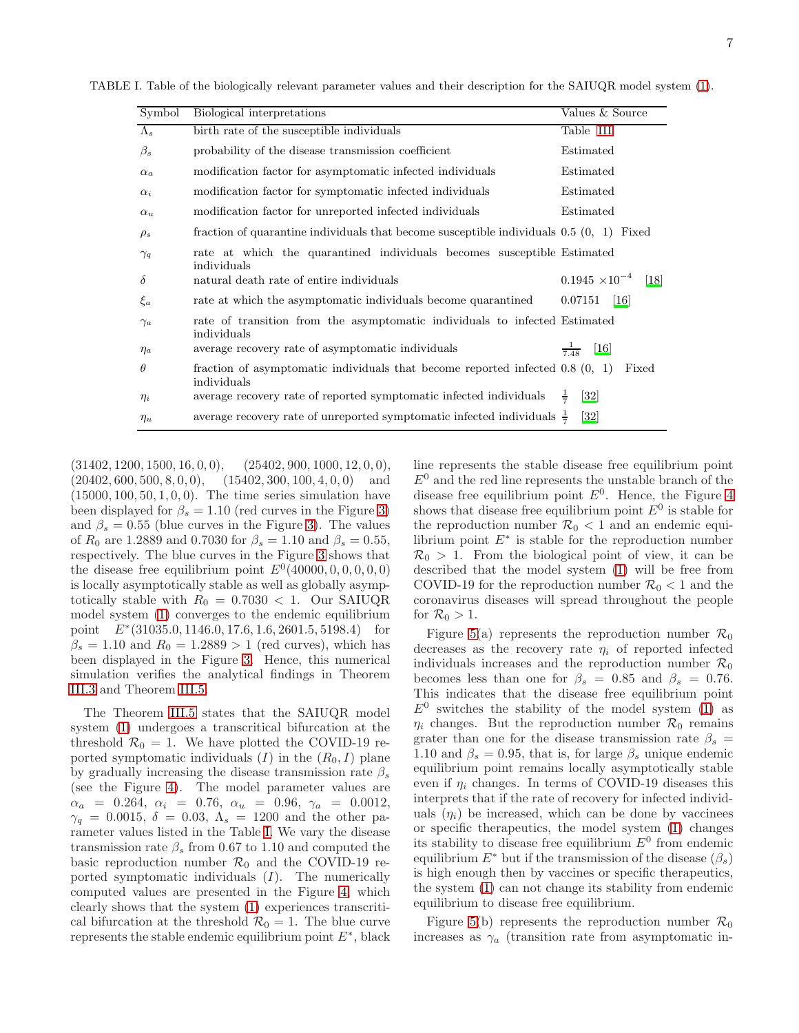TABLE I. Table of the biologically relevant parameter values and their description for the SAIUQR model system (1).

| Symbol | Biological interpretations | Values & Source |
|---|---|---|
| $\Lambda_s$ | birth rate of the susceptible individuals | Table III |
| $\beta_s$ | probability of the disease transmission coefficient | Estimated |
| $\alpha_a$ | modification factor for asymptomatic infected individuals | Estimated |
| $\alpha_i$ | modification factor for symptomatic infected individuals | Estimated |
| $\alpha_u$ | modification factor for unreported infected individuals | Estimated |
| $\rho_s$ | fraction of quarantine individuals that become susceptible individuals | 0.5 (0, 1) Fixed |
| $\gamma_q$ | rate at which the quarantined individuals becomes susceptible individuals | Estimated |
| $\delta$ | natural death rate of entire individuals | $0.1945 \times 10^{-4}$ [18] |
| $\xi_a$ | rate at which the asymptomatic individuals become quarantined | 0.07151 [16] |
| $\gamma_a$ | rate of transition from the asymptomatic individuals to infected individuals | Estimated |
| $\eta_a$ | average recovery rate of asymptomatic individuals | $\frac{1}{7.48}$ [16] |
| $\theta$ | fraction of asymptomatic individuals that become reported infected individuals | 0.8 (0, 1) Fixed |
| $\eta_i$ | average recovery rate of reported symptomatic infected individuals | $\frac{1}{7}$ [32] |
| $\eta_u$ | average recovery rate of unreported symptomatic infected individuals | $\frac{1}{7}$ [32] |

$(31402, 1200, 1500, 16, 0, 0)$, $(25402, 900, 1000, 12, 0, 0)$, $(20402, 600, 500, 8, 0, 0)$, $(15402, 300, 100, 4, 0, 0)$ and $(15000, 100, 50, 1, 0, 0)$. The time series simulation have been displayed for $\beta_s = 1.10$ (red curves in the Figure 3) and $\beta_s = 0.55$ (blue curves in the Figure 3). The values of $R_0$ are 1.2889 and 0.7030 for $\beta_s = 1.10$ and $\beta_s = 0.55$, respectively. The blue curves in the Figure 3 shows that the disease free equilibrium point $E^0(40000, 0, 0, 0, 0, 0)$ is locally asymptotically stable as well as globally asymptotically stable with $R_0 = 0.7030 < 1$. Our SAIUQR model system (1) converges to the endemic equilibrium point $E^*(31035.0, 1146.0, 17.6, 1.6, 2601.5, 5198.4)$ for $\beta_s = 1.10$ and $R_0 = 1.2889 > 1$ (red curves), which has been displayed in the Figure 3. Hence, this numerical simulation verifies the analytical findings in Theorem III.3 and Theorem III.5.

The Theorem III.5 states that the SAIUQR model system (1) undergoes a transcritical bifurcation at the threshold $\mathcal{R}_0 = 1$. We have plotted the COVID-19 reported symptomatic individuals $(I)$ in the $(R_0, I)$ plane by gradually increasing the disease transmission rate $\beta_s$ (see the Figure 4). The model parameter values are $\alpha_a = 0.264$, $\alpha_i = 0.76$, $\alpha_u = 0.96$, $\gamma_a = 0.0012$, $\gamma_q = 0.0015$, $\delta = 0.03$, $\Lambda_s = 1200$ and the other parameter values listed in the Table I. We vary the disease transmission rate $\beta_s$ from 0.67 to 1.10 and computed the basic reproduction number $\mathcal{R}_0$ and the COVID-19 reported symptomatic individuals $(I)$. The numerically computed values are presented in the Figure 4, which clearly shows that the system (1) experiences transcritical bifurcation at the threshold $\mathcal{R}_0 = 1$. The blue curve represents the stable endemic equilibrium point $E^*$, black line represents the stable disease free equilibrium point $E^0$ and the red line represents the unstable branch of the disease free equilibrium point $E^0$. Hence, the Figure 4 shows that disease free equilibrium point $E^0$ is stable for the reproduction number $\mathcal{R}_0 < 1$ and an endemic equilibrium point $E^*$ is stable for the reproduction number $\mathcal{R}_0 > 1$. From the biological point of view, it can be described that the model system (1) will be free from COVID-19 for the reproduction number $\mathcal{R}_0 < 1$ and the coronavirus diseases will spread throughout the people for $\mathcal{R}_0 > 1$.

Figure 5(a) represents the reproduction number $\mathcal{R}_0$ decreases as the recovery rate $\eta_i$ of reported infected individuals increases and the reproduction number $\mathcal{R}_0$ becomes less than one for $\beta_s = 0.85$ and $\beta_s = 0.76$. This indicates that the disease free equilibrium point $E^0$ switches the stability of the model system (1) as $\eta_i$ changes. But the reproduction number $\mathcal{R}_0$ remains grater than one for the disease transmission rate $\beta_s = 1.10$ and $\beta_s = 0.95$, that is, for large $\beta_s$ unique endemic equilibrium point remains locally asymptotically stable even if $\eta_i$ changes. In terms of COVID-19 diseases this interprets that if the rate of recovery for infected individuals $(\eta_i)$ be increased, which can be done by vaccinees or specific therapeutics, the model system (1) changes its stability to disease free equilibrium $E^0$ from endemic equilibrium $E^*$ but if the transmission of the disease $(\beta_s)$ is high enough then by vaccines or specific therapeutics, the system (1) can not change its stability from endemic equilibrium to disease free equilibrium.

Figure 5(b) represents the reproduction number $\mathcal{R}_0$ increases as $\gamma_a$ (transition rate from asymptomatic in-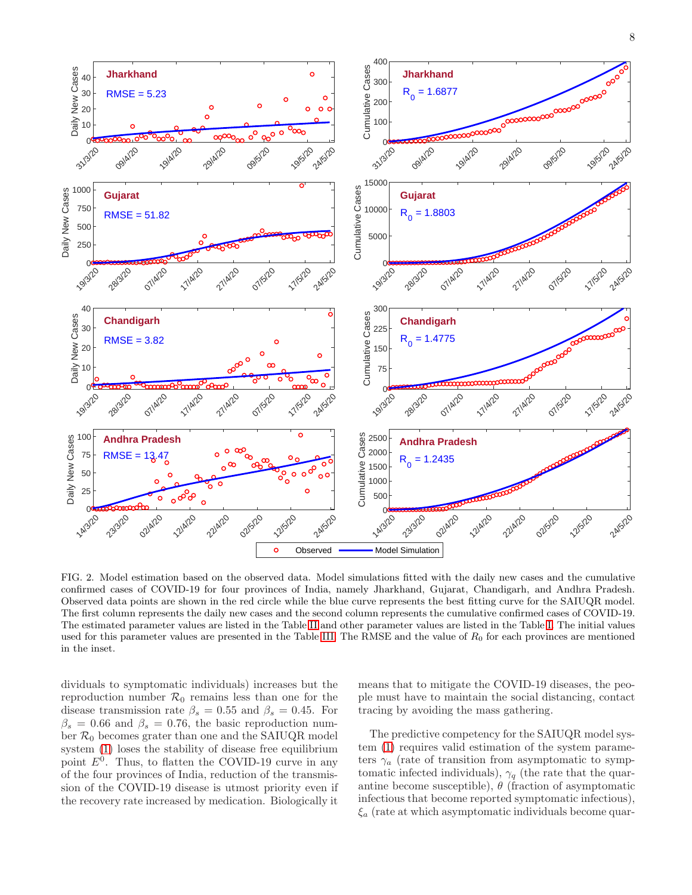FIG. 2. Model estimation based on the observed data. Model simulations fitted with the daily new cases and the cumulative confirmed cases of COVID-19 for four provinces of India, namely Jharkhand, Gujarat, Chandigarh, and Andhra Pradesh. Observed data points are shown in the red circle while the blue curve represents the best fitting curve for the SAIUQR model. The first column represents the daily new cases and the second column represents the cumulative confirmed cases of COVID-19. The estimated parameter values are listed in the Table II and other parameter values are listed in the Table I. The initial values used for this parameter values are presented in the Table III. The RMSE and the value of $R_0$ for each provinces are mentioned in the inset.

dividuals to symptomatic individuals) increases but the reproduction number $\mathcal{R}_0$ remains less than one for the disease transmission rate $\beta_s = 0.55$ and $\beta_s = 0.45$. For $\beta_s = 0.66$ and $\beta_s = 0.76$, the basic reproduction number $\mathcal{R}_0$ becomes grater than one and the SAIUQR model system (1) loses the stability of disease free equilibrium point $E^0$. Thus, to flatten the COVID-19 curve in any of the four provinces of India, reduction of the transmission of the COVID-19 disease is utmost priority even if the recovery rate increased by medication. Biologically it means that to mitigate the COVID-19 diseases, the people must have to maintain the social distancing, contact tracing by avoiding the mass gathering.

The predictive competency for the SAIUQR model system (1) requires valid estimation of the system parameters $\gamma_a$ (rate of transition from asymptomatic to symptomatic infected individuals), $\gamma_q$ (the rate that the quarantine become susceptible), $\theta$ (fraction of asymptomatic infectious that become reported symptomatic infectious), $\xi_a$ (rate at which asymptomatic individuals become quar-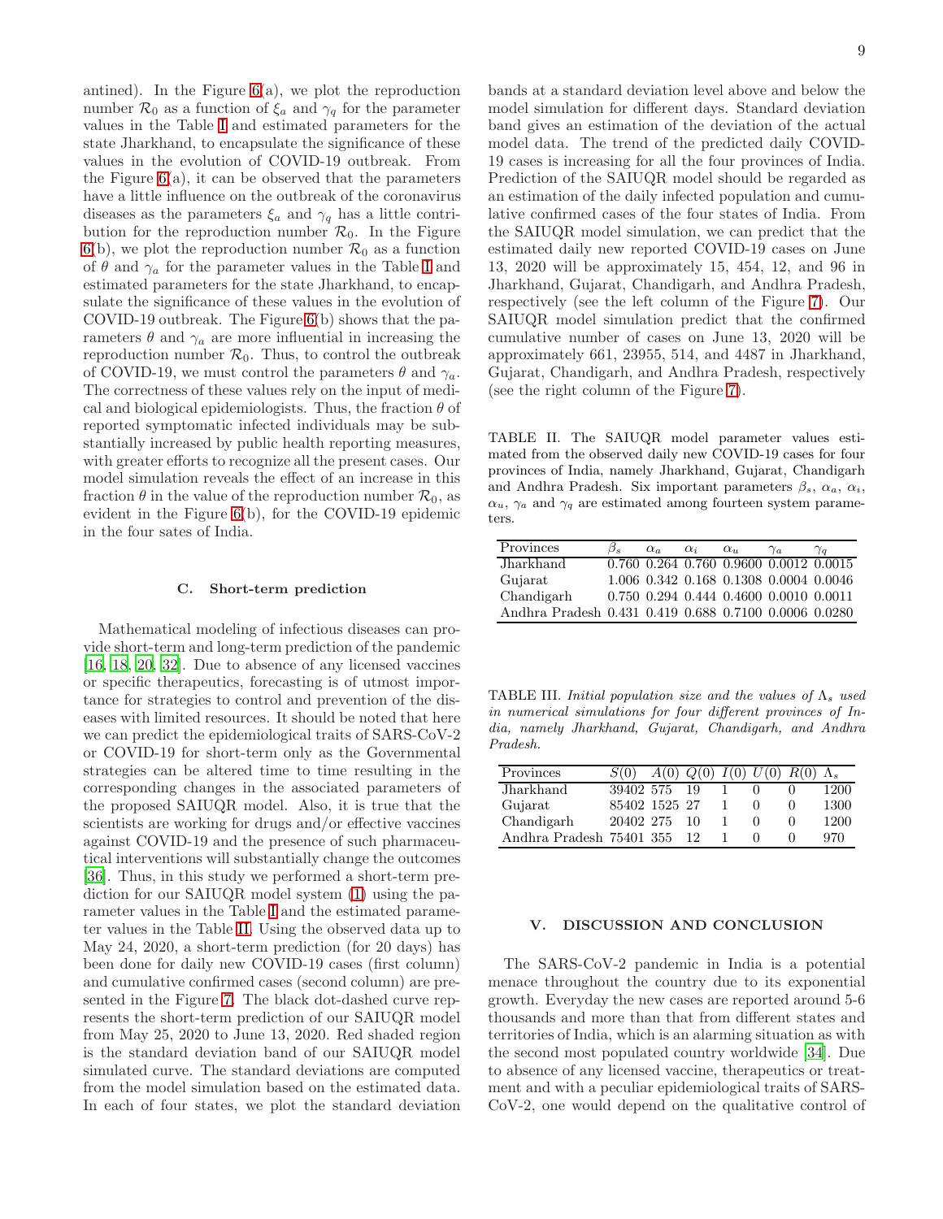antined). In the Figure 6(a), we plot the reproduction number $\mathcal{R}_0$ as a function of $\xi_a$ and $\gamma_q$ for the parameter values in the Table I and estimated parameters for the state Jharkhand, to encapsulate the significance of these values in the evolution of COVID-19 outbreak. From the Figure 6(a), it can be observed that the parameters have a little influence on the outbreak of the coronavirus diseases as the parameters $\xi_a$ and $\gamma_q$ has a little contribution for the reproduction number $\mathcal{R}_0$. In the Figure 6(b), we plot the reproduction number $\mathcal{R}_0$ as a function of $\theta$ and $\gamma_a$ for the parameter values in the Table I and estimated parameters for the state Jharkhand, to encapsulate the significance of these values in the evolution of COVID-19 outbreak. The Figure 6(b) shows that the parameters $\theta$ and $\gamma_a$ are more influential in increasing the reproduction number $\mathcal{R}_0$. Thus, to control the outbreak of COVID-19, we must control the parameters $\theta$ and $\gamma_a$. The correctness of these values rely on the input of medical and biological epidemiologists. Thus, the fraction $\theta$ of reported symptomatic infected individuals may be substantially increased by public health reporting measures, with greater efforts to recognize all the present cases. Our model simulation reveals the effect of an increase in this fraction $\theta$ in the value of the reproduction number $\mathcal{R}_0$, as evident in the Figure 6(b), for the COVID-19 epidemic in the four sates of India.

### C. Short-term prediction

Mathematical modeling of infectious diseases can provide short-term and long-term prediction of the pandemic [16, 18, 20, 32]. Due to absence of any licensed vaccines or specific therapeutics, forecasting is of utmost importance for strategies to control and prevention of the diseases with limited resources. It should be noted that here we can predict the epidemiological traits of SARS-CoV-2 or COVID-19 for short-term only as the Governmental strategies can be altered time to time resulting in the corresponding changes in the associated parameters of the proposed SAIUQR model. Also, it is true that the scientists are working for drugs and/or effective vaccines against COVID-19 and the presence of such pharmaceutical interventions will substantially change the outcomes [36]. Thus, in this study we performed a short-term prediction for our SAIUQR model system (1) using the parameter values in the Table I and the estimated parameter values in the Table II. Using the observed data up to May 24, 2020, a short-term prediction (for 20 days) has been done for daily new COVID-19 cases (first column) and cumulative confirmed cases (second column) are presented in the Figure 7. The black dot-dashed curve represents the short-term prediction of our SAIUQR model from May 25, 2020 to June 13, 2020. Red shaded region is the standard deviation band of our SAIUQR model simulated curve. The standard deviations are computed from the model simulation based on the estimated data. In each of four states, we plot the standard deviation bands at a standard deviation level above and below the model simulation for different days. Standard deviation band gives an estimation of the deviation of the actual model data. The trend of the predicted daily COVID-19 cases is increasing for all the four provinces of India. Prediction of the SAIUQR model should be regarded as an estimation of the daily infected population and cumulative confirmed cases of the four states of India. From the SAIUQR model simulation, we can predict that the estimated daily new reported COVID-19 cases on June 13, 2020 will be approximately 15, 454, 12, and 96 in Jharkhand, Gujarat, Chandigarh, and Andhra Pradesh, respectively (see the left column of the Figure 7). Our SAIUQR model simulation predict that the confirmed cumulative number of cases on June 13, 2020 will be approximately 661, 23955, 514, and 4487 in Jharkhand, Gujarat, Chandigarh, and Andhra Pradesh, respectively (see the right column of the Figure 7).

TABLE II. The SAIUQR model parameter values estimated from the observed daily new COVID-19 cases for four provinces of India, namely Jharkhand, Gujarat, Chandigarh and Andhra Pradesh. Six important parameters $\beta_s$, $\alpha_a$, $\alpha_i$, $\alpha_u$, $\gamma_a$ and $\gamma_q$ are estimated among fourteen system parameters.

| Provinces | $\beta_s$ | $\alpha_a$ | $\alpha_i$ | $\alpha_u$ | $\gamma_a$ | $\gamma_q$ |
|---|---|---|---|---|---|---|
| Jharkhand | 0.760 | 0.264 | 0.760 | 0.9600 | 0.0012 | 0.0015 |
| Gujarat | 1.006 | 0.342 | 0.168 | 0.1308 | 0.0004 | 0.0046 |
| Chandigarh | 0.750 | 0.294 | 0.444 | 0.4600 | 0.0010 | 0.0011 |
| Andhra Pradesh | 0.431 | 0.419 | 0.688 | 0.7100 | 0.0006 | 0.0280 |

TABLE III. *Initial population size and the values of* $\Lambda_s$ *used in numerical simulations for four different provinces of India, namely Jharkhand, Gujarat, Chandigarh, and Andhra Pradesh.*

| Provinces | $S(0)$ | $A(0)$ | $Q(0)$ | $I(0)$ | $U(0)$ | $R(0)$ | $\Lambda_s$ |
|---|---|---|---|---|---|---|---|
| Jharkhand | 39402 | 575 | 19 | 1 | 0 | 0 | 1200 |
| Gujarat | 85402 | 1525 | 27 | 1 | 0 | 0 | 1300 |
| Chandigarh | 20402 | 275 | 10 | 1 | 0 | 0 | 1200 |
| Andhra Pradesh | 75401 | 355 | 12 | 1 | 0 | 0 | 970 |

## V. DISCUSSION AND CONCLUSION

The SARS-CoV-2 pandemic in India is a potential menace throughout the country due to its exponential growth. Everyday the new cases are reported around 5-6 thousands and more than that from different states and territories of India, which is an alarming situation as with the second most populated country worldwide [34]. Due to absence of any licensed vaccine, therapeutics or treatment and with a peculiar epidemiological traits of SARS-CoV-2, one would depend on the qualitative control of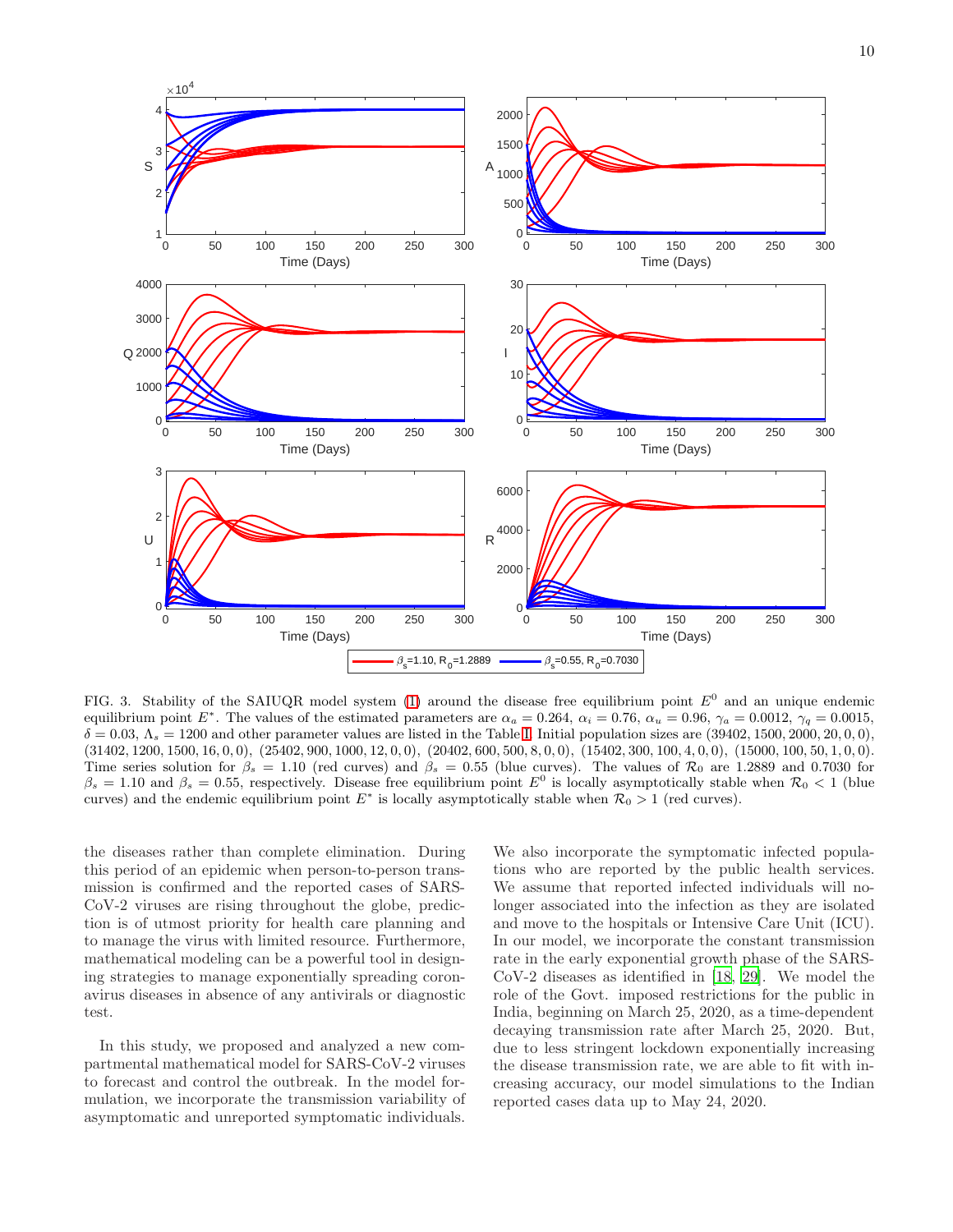FIG. 3. Stability of the SAIUQR model system (1) around the disease free equilibrium point $E^0$ and an unique endemic equilibrium point $E^*$. The values of the estimated parameters are $\alpha_a = 0.264$, $\alpha_i = 0.76$, $\alpha_u = 0.96$, $\gamma_a = 0.0012$, $\gamma_q = 0.0015$, $\delta = 0.03$, $\Lambda_s = 1200$ and other parameter values are listed in the Table I. Initial population sizes are (39402, 1500, 2000, 20, 0, 0), (31402, 1200, 1500, 16, 0, 0), (25402, 900, 1000, 12, 0, 0), (20402, 600, 500, 8, 0, 0), (15402, 300, 100, 4, 0, 0), (15000, 100, 50, 1, 0, 0). Time series solution for $\beta_s = 1.10$ (red curves) and $\beta_s = 0.55$ (blue curves). The values of $\mathcal{R}_0$ are 1.2889 and 0.7030 for $\beta_s = 1.10$ and $\beta_s = 0.55$, respectively. Disease free equilibrium point $E^0$ is locally asymptotically stable when $\mathcal{R}_0 < 1$ (blue curves) and the endemic equilibrium point $E^*$ is locally asymptotically stable when $\mathcal{R}_0 > 1$ (red curves).

the diseases rather than complete elimination. During this period of an epidemic when person-to-person transmission is confirmed and the reported cases of SARS-CoV-2 viruses are rising throughout the globe, prediction is of utmost priority for health care planning and to manage the virus with limited resource. Furthermore, mathematical modeling can be a powerful tool in designing strategies to manage exponentially spreading coronavirus diseases in absence of any antivirals or diagnostic test.

In this study, we proposed and analyzed a new compartmental mathematical model for SARS-CoV-2 viruses to forecast and control the outbreak. In the model formulation, we incorporate the transmission variability of asymptomatic and unreported symptomatic individuals. We also incorporate the symptomatic infected populations who are reported by the public health services. We assume that reported infected individuals will no-longer associated into the infection as they are isolated and move to the hospitals or Intensive Care Unit (ICU). In our model, we incorporate the constant transmission rate in the early exponential growth phase of the SARS-CoV-2 diseases as identified in [18, 29]. We model the role of the Govt. imposed restrictions for the public in India, beginning on March 25, 2020, as a time-dependent decaying transmission rate after March 25, 2020. But, due to less stringent lockdown exponentially increasing the disease transmission rate, we are able to fit with increasing accuracy, our model simulations to the Indian reported cases data up to May 24, 2020.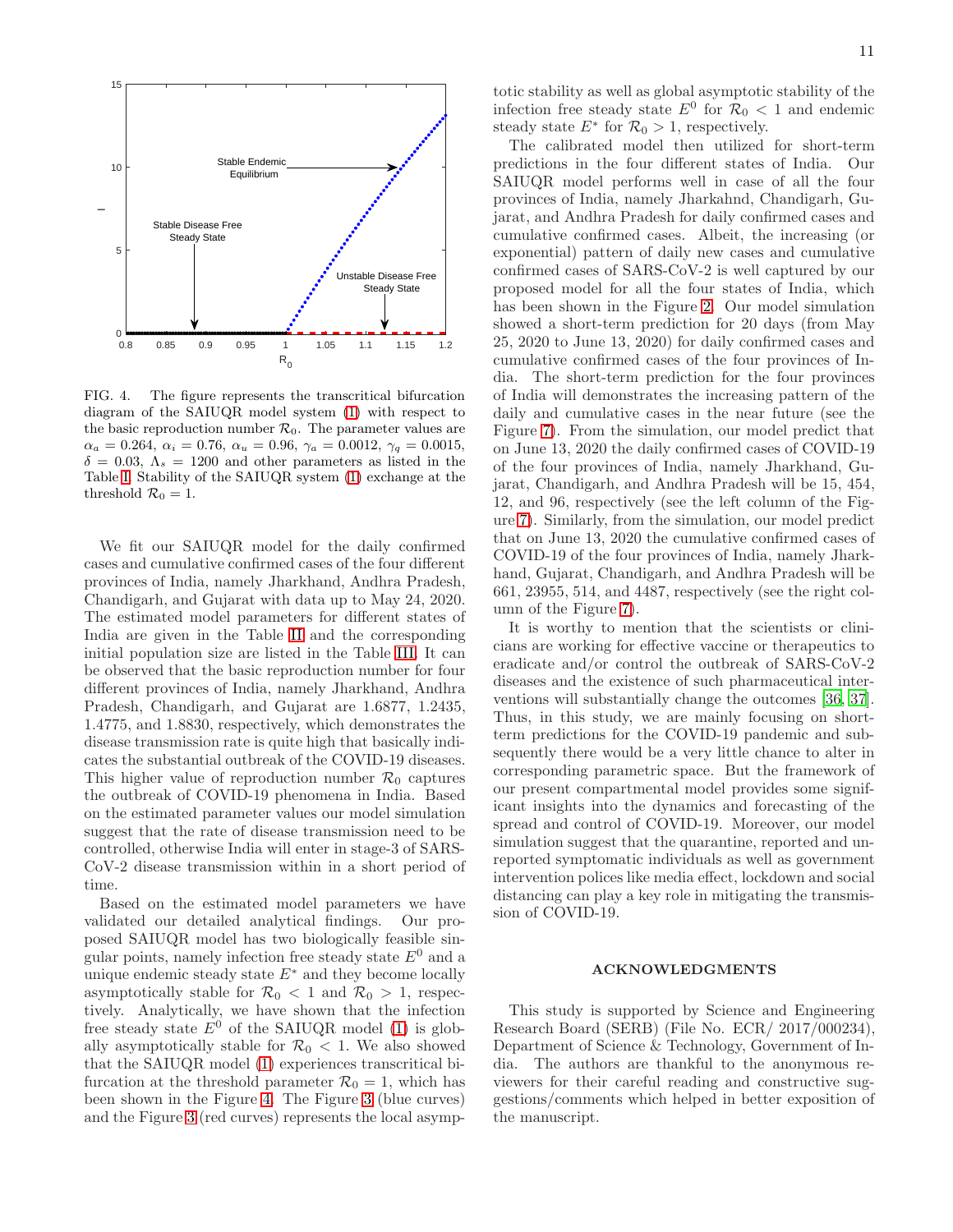FIG. 4. The figure represents the transcritical bifurcation diagram of the SAIUQR model system (1) with respect to the basic reproduction number $\mathcal{R}_0$. The parameter values are $\alpha_a = 0.264$, $\alpha_i = 0.76$, $\alpha_u = 0.96$, $\gamma_a = 0.0012$, $\gamma_q = 0.0015$, $\delta = 0.03$, $\Lambda_s = 1200$ and other parameters as listed in the Table I. Stability of the SAIUQR system (1) exchange at the threshold $\mathcal{R}_0 = 1$.

We fit our SAIUQR model for the daily confirmed cases and cumulative confirmed cases of the four different provinces of India, namely Jharkhand, Andhra Pradesh, Chandigarh, and Gujarat with data up to May 24, 2020. The estimated model parameters for different states of India are given in the Table II and the corresponding initial population size are listed in the Table III. It can be observed that the basic reproduction number for four different provinces of India, namely Jharkhand, Andhra Pradesh, Chandigarh, and Gujarat are 1.6877, 1.2435, 1.4775, and 1.8830, respectively, which demonstrates the disease transmission rate is quite high that basically indicates the substantial outbreak of the COVID-19 diseases. This higher value of reproduction number $\mathcal{R}_0$ captures the outbreak of COVID-19 phenomena in India. Based on the estimated parameter values our model simulation suggest that the rate of disease transmission need to be controlled, otherwise India will enter in stage-3 of SARS-CoV-2 disease transmission within in a short period of time.

Based on the estimated model parameters we have validated our detailed analytical findings. Our proposed SAIUQR model has two biologically feasible singular points, namely infection free steady state $E^0$ and a unique endemic steady state $E^*$ and they become locally asymptotically stable for $\mathcal{R}_0 < 1$ and $\mathcal{R}_0 > 1$, respectively. Analytically, we have shown that the infection free steady state $E^0$ of the SAIUQR model (1) is globally asymptotically stable for $\mathcal{R}_0 < 1$. We also showed that the SAIUQR model (1) experiences transcritical bifurcation at the threshold parameter $\mathcal{R}_0 = 1$, which has been shown in the Figure 4. The Figure 3 (blue curves) and the Figure 3 (red curves) represents the local asymptotic stability as well as global asymptotic stability of the infection free steady state $E^0$ for $\mathcal{R}_0 < 1$ and endemic steady state $E^*$ for $\mathcal{R}_0 > 1$, respectively.

The calibrated model then utilized for short-term predictions in the four different states of India. Our SAIUQR model performs well in case of all the four provinces of India, namely Jharkahnd, Chandigarh, Gujarat, and Andhra Pradesh for daily confirmed cases and cumulative confirmed cases. Albeit, the increasing (or exponential) pattern of daily new cases and cumulative confirmed cases of SARS-CoV-2 is well captured by our proposed model for all the four states of India, which has been shown in the Figure 2. Our model simulation showed a short-term prediction for 20 days (from May 25, 2020 to June 13, 2020) for daily confirmed cases and cumulative confirmed cases of the four provinces of India. The short-term prediction for the four provinces of India will demonstrates the increasing pattern of the daily and cumulative cases in the near future (see the Figure 7). From the simulation, our model predict that on June 13, 2020 the daily confirmed cases of COVID-19 of the four provinces of India, namely Jharkhand, Gujarat, Chandigarh, and Andhra Pradesh will be 15, 454, 12, and 96, respectively (see the left column of the Figure 7). Similarly, from the simulation, our model predict that on June 13, 2020 the cumulative confirmed cases of COVID-19 of the four provinces of India, namely Jharkhand, Gujarat, Chandigarh, and Andhra Pradesh will be 661, 23955, 514, and 4487, respectively (see the right column of the Figure 7).

It is worthy to mention that the scientists or clinicians are working for effective vaccine or therapeutics to eradicate and/or control the outbreak of SARS-CoV-2 diseases and the existence of such pharmaceutical interventions will substantially change the outcomes [36, 37]. Thus, in this study, we are mainly focusing on short-term predictions for the COVID-19 pandemic and subsequently there would be a very little chance to alter in corresponding parametric space. But the framework of our present compartmental model provides some significant insights into the dynamics and forecasting of the spread and control of COVID-19. Moreover, our model simulation suggest that the quarantine, reported and unreported symptomatic individuals as well as government intervention polices like media effect, lockdown and social distancing can play a key role in mitigating the transmission of COVID-19.

## ACKNOWLEDGMENTS

This study is supported by Science and Engineering Research Board (SERB) (File No. ECR/ 2017/000234), Department of Science & Technology, Government of India. The authors are thankful to the anonymous reviewers for their careful reading and constructive suggestions/comments which helped in better exposition of the manuscript.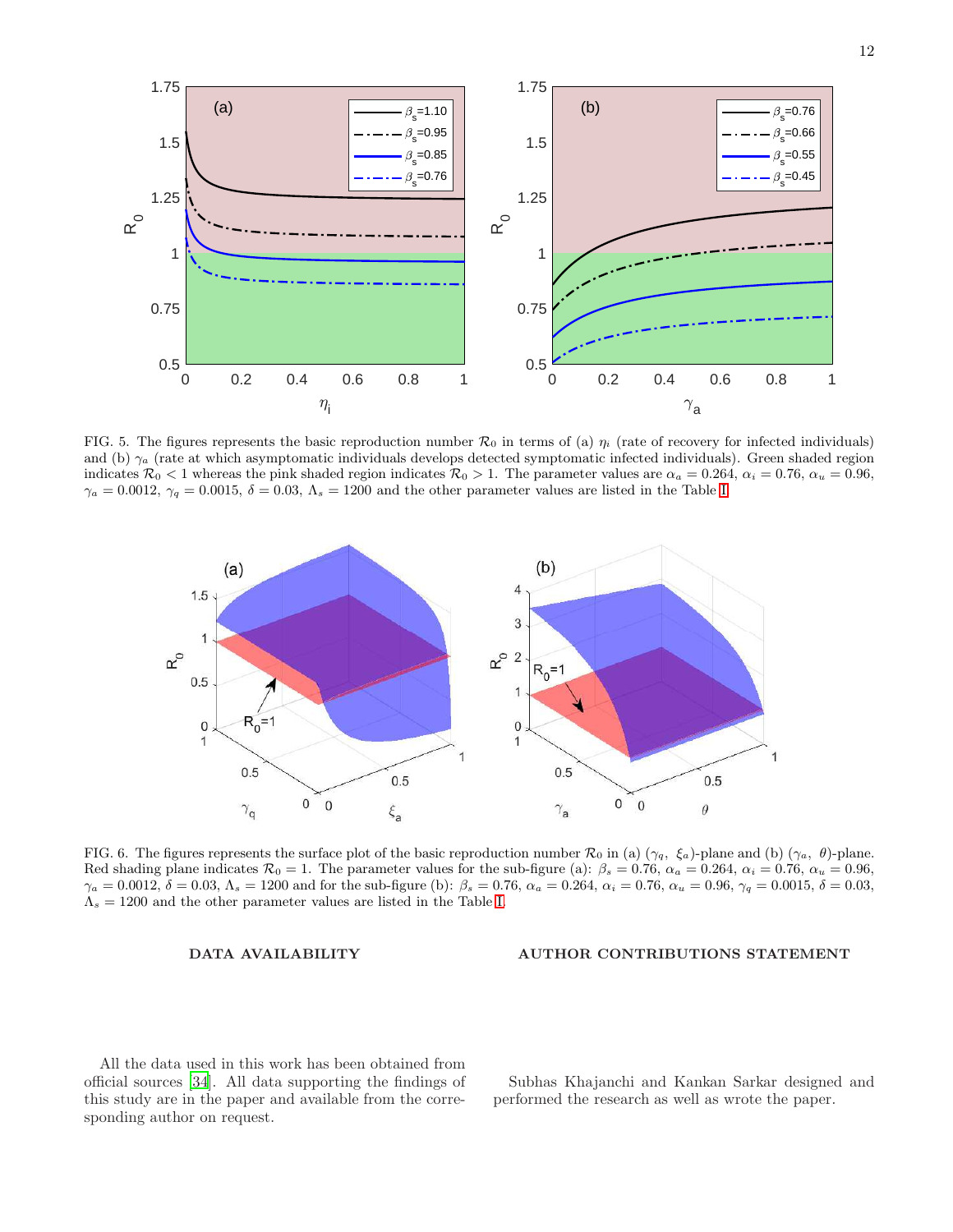FIG. 5. The figures represents the basic reproduction number $\mathcal{R}_0$ in terms of (a) $\eta_i$ (rate of recovery for infected individuals) and (b) $\gamma_a$ (rate at which asymptomatic individuals develops detected symptomatic infected individuals). Green shaded region indicates $\mathcal{R}_0 < 1$ whereas the pink shaded region indicates $\mathcal{R}_0 > 1$. The parameter values are $\alpha_a = 0.264$, $\alpha_i = 0.76$, $\alpha_u = 0.96$, $\gamma_a = 0.0012$, $\gamma_q = 0.0015$, $\delta = 0.03$, $\Lambda_s = 1200$ and the other parameter values are listed in the Table I.

FIG. 6. The figures represents the surface plot of the basic reproduction number $\mathcal{R}_0$ in (a) ($\gamma_q$, $\xi_a$)-plane and (b) ($\gamma_a$, $\theta$)-plane. Red shading plane indicates $\mathcal{R}_0 = 1$. The parameter values for the sub-figure (a): $\beta_s = 0.76$, $\alpha_a = 0.264$, $\alpha_i = 0.76$, $\alpha_u = 0.96$, $\gamma_a = 0.0012$, $\delta = 0.03$, $\Lambda_s = 1200$ and for the sub-figure (b): $\beta_s = 0.76$, $\alpha_a = 0.264$, $\alpha_i = 0.76$, $\alpha_u = 0.96$, $\gamma_q = 0.0015$, $\delta = 0.03$, $\Lambda_s = 1200$ and the other parameter values are listed in the Table I.

## DATA AVAILABILITY

All the data used in this work has been obtained from official sources [34]. All data supporting the findings of this study are in the paper and available from the corresponding author on request.

## AUTHOR CONTRIBUTIONS STATEMENT

Subhas Khajanchi and Kankan Sarkar designed and performed the research as well as wrote the paper.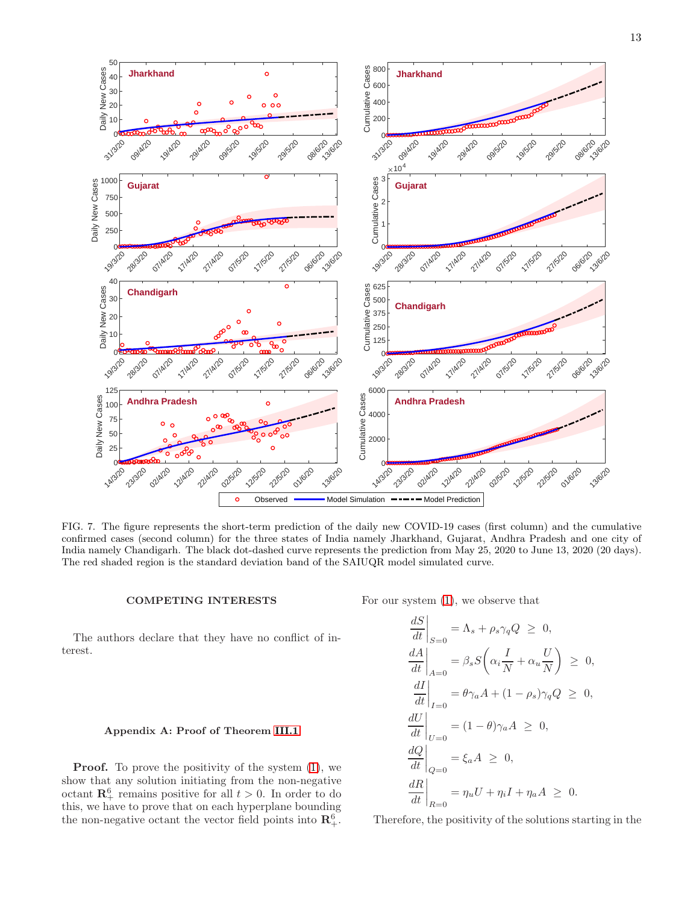FIG. 7. The figure represents the short-term prediction of the daily new COVID-19 cases (first column) and the cumulative confirmed cases (second column) for the three states of India namely Jharkhand, Gujarat, Andhra Pradesh and one city of India namely Chandigarh. The black dot-dashed curve represents the prediction from May 25, 2020 to June 13, 2020 (20 days). The red shaded region is the standard deviation band of the SAIUQR model simulated curve.

### COMPETING INTERESTS

The authors declare that they have no conflict of interest.

### Appendix A: Proof of Theorem III.1

**Proof.** To prove the positivity of the system (1), we show that any solution initiating from the non-negative octant $\mathbf{R}_+^6$ remains positive for all $t > 0$. In order to do this, we have to prove that on each hyperplane bounding the non-negative octant the vector field points into $\mathbf{R}_+^6$. For our system (1), we observe that

$$
\begin{aligned}
\left.\frac{dS}{dt}\right|_{S=0} &= \Lambda_s + \rho_s \gamma_q Q \;\geq\; 0,\\
\left.\frac{dA}{dt}\right|_{A=0} &= \beta_s S\left(\alpha_i \frac{I}{N} + \alpha_u \frac{U}{N}\right) \;\geq\; 0,\\
\left.\frac{dI}{dt}\right|_{I=0} &= \theta \gamma_a A + (1-\rho_s)\gamma_q Q \;\geq\; 0,\\
\left.\frac{dU}{dt}\right|_{U=0} &= (1-\theta)\gamma_a A \;\geq\; 0,\\
\left.\frac{dQ}{dt}\right|_{Q=0} &= \xi_a A \;\geq\; 0,\\
\left.\frac{dR}{dt}\right|_{R=0} &= \eta_u U + \eta_i I + \eta_a A \;\geq\; 0.
\end{aligned}
$$

Therefore, the positivity of the solutions starting in the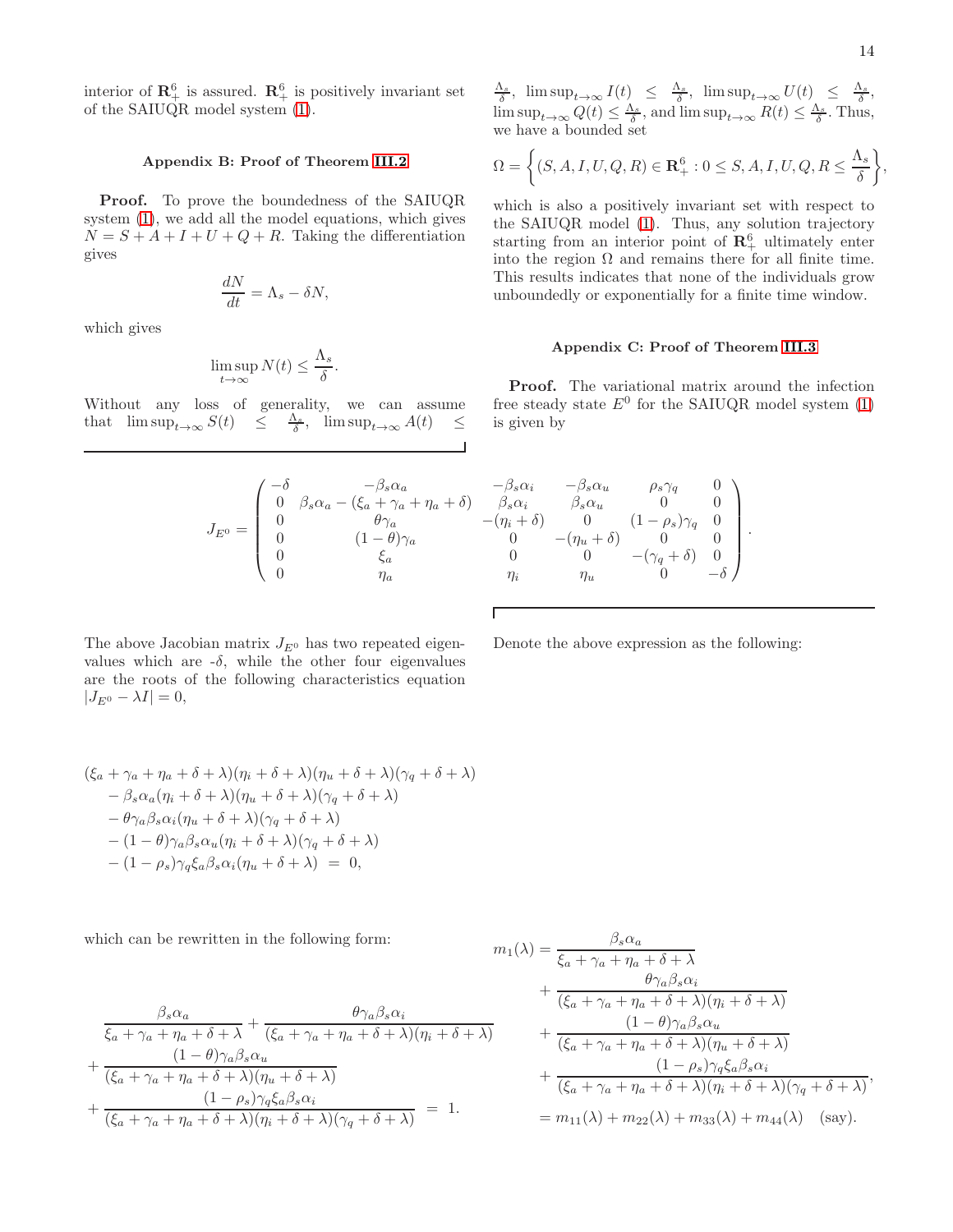interior of $\mathbf{R}_+^6$ is assured. $\mathbf{R}_+^6$ is positively invariant set of the SAIUQR model system (1).

### Appendix B: Proof of Theorem III.2

**Proof.** To prove the boundedness of the SAIUQR system (1), we add all the model equations, which gives $N = S + A + I + U + Q + R$. Taking the differentiation gives

$$\frac{dN}{dt} = \Lambda_s - \delta N,$$

which gives

$$\limsup_{t\to\infty} N(t) \leq \frac{\Lambda_s}{\delta}.$$

Without any loss of generality, we can assume that $\limsup_{t\to\infty} S(t) \leq \frac{\Lambda_s}{\delta}$, $\limsup_{t\to\infty} A(t) \leq \frac{\Lambda_s}{\delta}$, $\limsup_{t\to\infty} I(t) \leq \frac{\Lambda_s}{\delta}$, $\limsup_{t\to\infty} U(t) \leq \frac{\Lambda_s}{\delta}$, $\limsup_{t\to\infty} Q(t) \leq \frac{\Lambda_s}{\delta}$, and $\limsup_{t\to\infty} R(t) \leq \frac{\Lambda_s}{\delta}$. Thus, we have a bounded set

$$\Omega = \left\{(S, A, I, U, Q, R) \in \mathbf{R}_+^6 : 0 \leq S, A, I, U, Q, R \leq \frac{\Lambda_s}{\delta}\right\},$$

which is also a positively invariant set with respect to the SAIUQR model (1). Thus, any solution trajectory starting from an interior point of $\mathbf{R}_+^6$ ultimately enter into the region $\Omega$ and remains there for all finite time. This results indicates that none of the individuals grow unboundedly or exponentially for a finite time window.

### Appendix C: Proof of Theorem III.3

**Proof.** The variational matrix around the infection free steady state $E^0$ for the SAIUQR model system (1) is given by

$$J_{E^0} = \begin{pmatrix} -\delta & -\beta_s\alpha_a & -\beta_s\alpha_i & -\beta_s\alpha_u & \rho_s\gamma_q & 0 \\ 0 & \beta_s\alpha_a - (\xi_a + \gamma_a + \eta_a + \delta) & \beta_s\alpha_i & \beta_s\alpha_u & 0 & 0 \\ 0 & \theta\gamma_a & -(\eta_i + \delta) & 0 & (1-\rho_s)\gamma_q & 0 \\ 0 & (1-\theta)\gamma_a & 0 & -(\eta_u + \delta) & 0 & 0 \\ 0 & \xi_a & 0 & 0 & -(\gamma_q + \delta) & 0 \\ 0 & \eta_a & \eta_i & \eta_u & 0 & -\delta \end{pmatrix}.$$

The above Jacobian matrix $J_{E^0}$ has two repeated eigenvalues which are -$\delta$, while the other four eigenvalues are the roots of the following characteristics equation $|J_{E^0} - \lambda I| = 0$,

$$\begin{aligned}
&(\xi_a + \gamma_a + \eta_a + \delta + \lambda)(\eta_i + \delta + \lambda)(\eta_u + \delta + \lambda)(\gamma_q + \delta + \lambda) \\
&\quad - \beta_s\alpha_a(\eta_i + \delta + \lambda)(\eta_u + \delta + \lambda)(\gamma_q + \delta + \lambda) \\
&\quad - \theta\gamma_a\beta_s\alpha_i(\eta_u + \delta + \lambda)(\gamma_q + \delta + \lambda) \\
&\quad - (1-\theta)\gamma_a\beta_s\alpha_u(\eta_i + \delta + \lambda)(\gamma_q + \delta + \lambda) \\
&\quad - (1-\rho_s)\gamma_q\xi_a\beta_s\alpha_i(\eta_u + \delta + \lambda) \;=\; 0,
\end{aligned}$$

which can be rewritten in the following form:

$$\begin{aligned}
&\frac{\beta_s\alpha_a}{\xi_a + \gamma_a + \eta_a + \delta + \lambda} + \frac{\theta\gamma_a\beta_s\alpha_i}{(\xi_a + \gamma_a + \eta_a + \delta + \lambda)(\eta_i + \delta + \lambda)} \\
&+ \frac{(1-\theta)\gamma_a\beta_s\alpha_u}{(\xi_a + \gamma_a + \eta_a + \delta + \lambda)(\eta_u + \delta + \lambda)} \\
&+ \frac{(1-\rho_s)\gamma_q\xi_a\beta_s\alpha_i}{(\xi_a + \gamma_a + \eta_a + \delta + \lambda)(\eta_i + \delta + \lambda)(\gamma_q + \delta + \lambda)} \;=\; 1.
\end{aligned}$$

Denote the above expression as the following:

$$\begin{aligned}
m_1(\lambda) &= \frac{\beta_s\alpha_a}{\xi_a + \gamma_a + \eta_a + \delta + \lambda} \\
&\quad + \frac{\theta\gamma_a\beta_s\alpha_i}{(\xi_a + \gamma_a + \eta_a + \delta + \lambda)(\eta_i + \delta + \lambda)} \\
&\quad + \frac{(1-\theta)\gamma_a\beta_s\alpha_u}{(\xi_a + \gamma_a + \eta_a + \delta + \lambda)(\eta_u + \delta + \lambda)} \\
&\quad + \frac{(1-\rho_s)\gamma_q\xi_a\beta_s\alpha_i}{(\xi_a + \gamma_a + \eta_a + \delta + \lambda)(\eta_i + \delta + \lambda)(\gamma_q + \delta + \lambda)}, \\
&= m_{11}(\lambda) + m_{22}(\lambda) + m_{33}(\lambda) + m_{44}(\lambda) \quad \text{(say)}.
\end{aligned}$$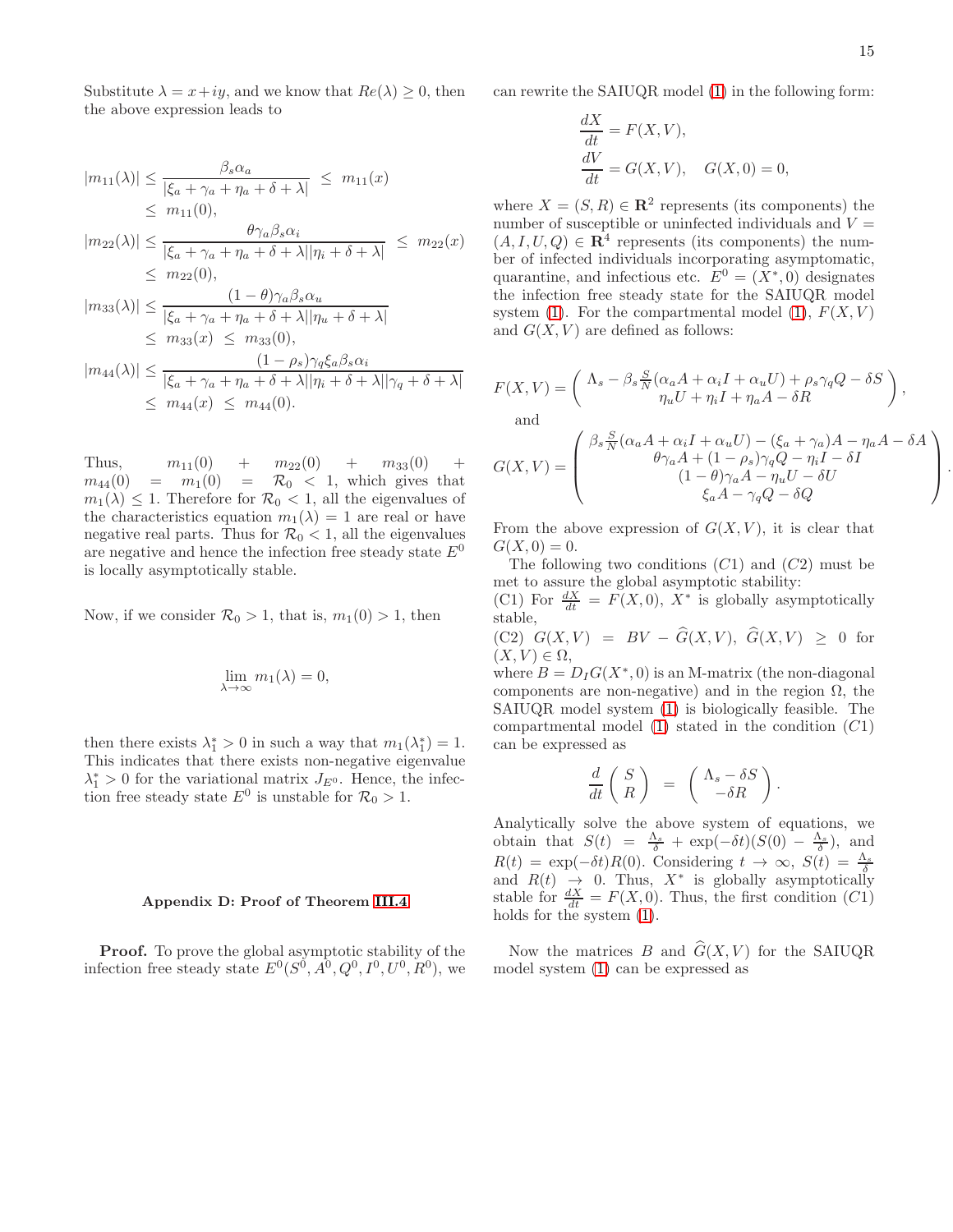Substitute $\lambda = x + iy$, and we know that $Re(\lambda) \geq 0$, then the above expression leads to

$$
\begin{aligned}
|m_{11}(\lambda)| &\leq \frac{\beta_s \alpha_a}{|\xi_a + \gamma_a + \eta_a + \delta + \lambda|} \;\leq\; m_{11}(x) \\
&\leq\; m_{11}(0), \\
|m_{22}(\lambda)| &\leq \frac{\theta \gamma_a \beta_s \alpha_i}{|\xi_a + \gamma_a + \eta_a + \delta + \lambda||\eta_i + \delta + \lambda|} \;\leq\; m_{22}(x) \\
&\leq\; m_{22}(0), \\
|m_{33}(\lambda)| &\leq \frac{(1-\theta)\gamma_a \beta_s \alpha_u}{|\xi_a + \gamma_a + \eta_a + \delta + \lambda||\eta_u + \delta + \lambda|} \\
&\leq\; m_{33}(x) \;\leq\; m_{33}(0), \\
|m_{44}(\lambda)| &\leq \frac{(1-\rho_s)\gamma_q \xi_a \beta_s \alpha_i}{|\xi_a + \gamma_a + \eta_a + \delta + \lambda||\eta_i + \delta + \lambda||\gamma_q + \delta + \lambda|} \\
&\leq\; m_{44}(x) \;\leq\; m_{44}(0).
\end{aligned}
$$

Thus, $m_{11}(0) + m_{22}(0) + m_{33}(0) + m_{44}(0) = m_1(0) = \mathcal{R}_0 < 1$, which gives that $m_1(\lambda) \leq 1$. Therefore for $\mathcal{R}_0 < 1$, all the eigenvalues of the characteristics equation $m_1(\lambda) = 1$ are real or have negative real parts. Thus for $\mathcal{R}_0 < 1$, all the eigenvalues are negative and hence the infection free steady state $E^0$ is locally asymptotically stable.

Now, if we consider $\mathcal{R}_0 > 1$, that is, $m_1(0) > 1$, then

$$
\lim_{\lambda \to \infty} m_1(\lambda) = 0,
$$

then there exists $\lambda_1^* > 0$ in such a way that $m_1(\lambda_1^*) = 1$. This indicates that there exists non-negative eigenvalue $\lambda_1^* > 0$ for the variational matrix $J_{E^0}$. Hence, the infection free steady state $E^0$ is unstable for $\mathcal{R}_0 > 1$.

### Appendix D: Proof of Theorem III.4

**Proof.** To prove the global asymptotic stability of the infection free steady state $E^0(S^0, A^0, Q^0, I^0, U^0, R^0)$, we can rewrite the SAIUQR model (1) in the following form:

$$
\begin{aligned}
\frac{dX}{dt} &= F(X, V), \\
\frac{dV}{dt} &= G(X, V), \quad G(X, 0) = 0,
\end{aligned}
$$

where $X = (S, R) \in \mathbf{R}^2$ represents (its components) the number of susceptible or uninfected individuals and $V = (A, I, U, Q) \in \mathbf{R}^4$ represents (its components) the number of infected individuals incorporating asymptomatic, quarantine, and infectious etc. $E^0 = (X^*, 0)$ designates the infection free steady state for the SAIUQR model system (1). For the compartmental model (1), $F(X, V)$ and $G(X, V)$ are defined as follows:

$$
F(X, V) = \begin{pmatrix} \Lambda_s - \beta_s \frac{S}{N}(\alpha_a A + \alpha_i I + \alpha_u U) + \rho_s \gamma_q Q - \delta S \\ \eta_u U + \eta_i I + \eta_a A - \delta R \end{pmatrix},
$$

and

$$
G(X, V) = \begin{pmatrix} \beta_s \frac{S}{N}(\alpha_a A + \alpha_i I + \alpha_u U) - (\xi_a + \gamma_a)A - \eta_a A - \delta A \\ \theta \gamma_a A + (1 - \rho_s)\gamma_q Q - \eta_i I - \delta I \\ (1 - \theta)\gamma_a A - \eta_u U - \delta U \\ \xi_a A - \gamma_q Q - \delta Q \end{pmatrix}.
$$

From the above expression of $G(X, V)$, it is clear that $G(X, 0) = 0$.

The following two conditions $(C1)$ and $(C2)$ must be met to assure the global asymptotic stability:
(C1) For $\frac{dX}{dt} = F(X, 0)$, $X^*$ is globally asymptotically stable,
(C2) $G(X, V) = BV - \widehat{G}(X, V)$, $\widehat{G}(X, V) \geq 0$ for $(X, V) \in \Omega$,
where $B = D_I G(X^*, 0)$ is an M-matrix (the non-diagonal components are non-negative) and in the region $\Omega$, the SAIUQR model system (1) is biologically feasible. The compartmental model (1) stated in the condition $(C1)$ can be expressed as

$$
\frac{d}{dt}\begin{pmatrix} S \\ R \end{pmatrix} = \begin{pmatrix} \Lambda_s - \delta S \\ -\delta R \end{pmatrix}.
$$

Analytically solve the above system of equations, we obtain that $S(t) = \frac{\Lambda_s}{\delta} + \exp(-\delta t)(S(0) - \frac{\Lambda_s}{\delta})$, and $R(t) = \exp(-\delta t)R(0)$. Considering $t \to \infty$, $S(t) = \frac{\Lambda_s}{\delta}$ and $R(t) \to 0$. Thus, $X^*$ is globally asymptotically stable for $\frac{dX}{dt} = F(X, 0)$. Thus, the first condition $(C1)$ holds for the system (1).

Now the matrices $B$ and $\widehat{G}(X, V)$ for the SAIUQR model system (1) can be expressed as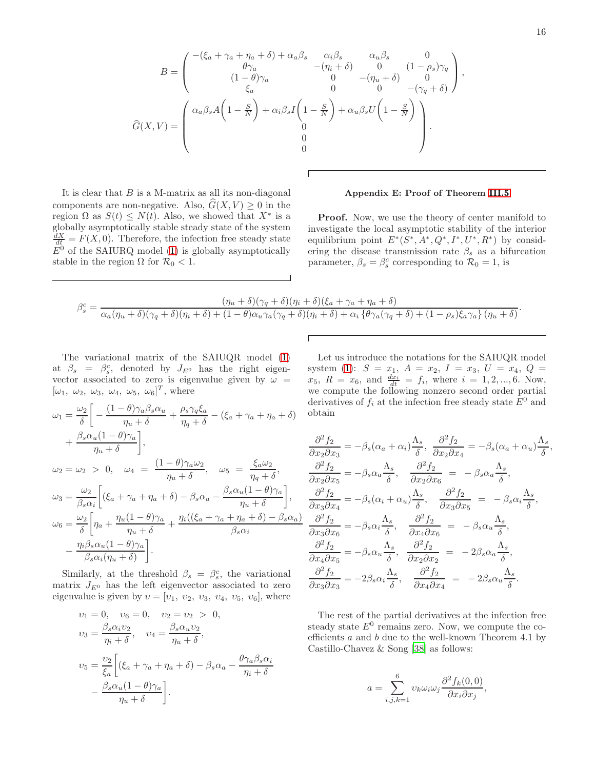$$B = \begin{pmatrix} -(\xi_a+\gamma_a+\eta_a+\delta)+\alpha_a\beta_s & \alpha_i\beta_s & \alpha_u\beta_s & 0 \\ \theta\gamma_a & -(\eta_i+\delta) & 0 & (1-\rho_s)\gamma_q \\ (1-\theta)\gamma_a & 0 & -(\eta_u+\delta) & 0 \\ \xi_a & 0 & 0 & -(\gamma_q+\delta) \end{pmatrix},$$

$$\widehat{G}(X,V) = \begin{pmatrix} \alpha_a\beta_s A\left(1-\frac{S}{N}\right)+\alpha_i\beta_s I\left(1-\frac{S}{N}\right)+\alpha_u\beta_s U\left(1-\frac{S}{N}\right) \\ 0 \\ 0 \\ 0 \end{pmatrix}.$$

It is clear that $B$ is a M-matrix as all its non-diagonal components are non-negative. Also, $\widehat{G}(X,V) \geq 0$ in the region $\Omega$ as $S(t) \leq N(t)$. Also, we showed that $X^*$ is a globally asymptotically stable steady state of the system $\frac{dX}{dt} = F(X,0)$. Therefore, the infection free steady state $E^0$ of the SAIURQ model (1) is globally asymptotically stable in the region $\Omega$ for $\mathcal{R}_0 < 1$.

### Appendix E: Proof of Theorem III.5

**Proof.** Now, we use the theory of center manifold to investigate the local asymptotic stability of the interior equilibrium point $E^*(S^*, A^*, Q^*, I^*, U^*, R^*)$ by considering the disease transmission rate $\beta_s$ as a bifurcation parameter, $\beta_s = \beta_s^c$ corresponding to $\mathcal{R}_0 = 1$, is

$$\beta_s^c = \frac{(\eta_u+\delta)(\gamma_q+\delta)(\eta_i+\delta)(\xi_a+\gamma_a+\eta_a+\delta)}{\alpha_a(\eta_u+\delta)(\gamma_q+\delta)(\eta_i+\delta)+(1-\theta)\alpha_u\gamma_a(\gamma_q+\delta)(\eta_i+\delta)+\alpha_i\left\{\theta\gamma_a(\gamma_q+\delta)+(1-\rho_s)\xi_a\gamma_a\right\}(\eta_u+\delta)}.$$

The variational matrix of the SAIUQR model (1) at $\beta_s = \beta_s^c$, denoted by $J_{E^0}$ has the right eigenvector associated to zero is eigenvalue given by $\omega = [\omega_1,\ \omega_2,\ \omega_3,\ \omega_4,\ \omega_5,\ \omega_6]^T$, where

$$\omega_1 = \frac{\omega_2}{\delta}\left[-\frac{(1-\theta)\gamma_a\beta_s\alpha_u}{\eta_u+\delta}+\frac{\rho_s\gamma_q\xi_a}{\eta_q+\delta}-(\xi_a+\gamma_a+\eta_a+\delta)+\frac{\beta_s\alpha_u(1-\theta)\gamma_a}{\eta_u+\delta}\right],$$

$$\omega_2 = \omega_2 > 0, \quad \omega_4 = \frac{(1-\theta)\gamma_a\omega_2}{\eta_u+\delta}, \quad \omega_5 = \frac{\xi_a\omega_2}{\eta_q+\delta},$$

$$\omega_3 = \frac{\omega_2}{\beta_s\alpha_i}\left[(\xi_a+\gamma_a+\eta_a+\delta)-\beta_s\alpha_a-\frac{\beta_s\alpha_u(1-\theta)\gamma_a}{\eta_u+\delta}\right],$$

$$\omega_6 = \frac{\omega_2}{\delta}\left[\eta_a+\frac{\eta_u(1-\theta)\gamma_a}{\eta_u+\delta}+\frac{\eta_i((\xi_a+\gamma_a+\eta_a+\delta)-\beta_s\alpha_a)}{\beta_s\alpha_i}-\frac{\eta_i\beta_s\alpha_u(1-\theta)\gamma_a}{\beta_s\alpha_i(\eta_u+\delta)}\right].$$

Similarly, at the threshold $\beta_s = \beta_s^c$, the variational matrix $J_{E^0}$ has the left eigenvector associated to zero eigenvalue is given by $\upsilon = [\upsilon_1,\ \upsilon_2,\ \upsilon_3,\ \upsilon_4,\ \upsilon_5,\ \upsilon_6]$, where

$$\upsilon_1 = 0, \quad \upsilon_6 = 0, \quad \upsilon_2 = \upsilon_2 > 0,$$

$$\upsilon_3 = \frac{\beta_s\alpha_i\upsilon_2}{\eta_i+\delta}, \quad \upsilon_4 = \frac{\beta_s\alpha_u\upsilon_2}{\eta_u+\delta},$$

$$\upsilon_5 = \frac{\upsilon_2}{\xi_a}\left[(\xi_a+\gamma_a+\eta_a+\delta)-\beta_s\alpha_a-\frac{\theta\gamma_a\beta_s\alpha_i}{\eta_i+\delta}-\frac{\beta_s\alpha_u(1-\theta)\gamma_a}{\eta_u+\delta}\right].$$

Let us introduce the notations for the SAIUQR model system (1): $S = x_1$, $A = x_2$, $I = x_3$, $U = x_4$, $Q = x_5$, $R = x_6$, and $\frac{dx_i}{dt} = f_i$, where $i = 1, 2, ..., 6$. Now, we compute the following nonzero second order partial derivatives of $f_i$ at the infection free steady state $E^0$ and obtain

$$\frac{\partial^2 f_2}{\partial x_2 \partial x_3} = -\beta_s(\alpha_a+\alpha_i)\frac{\Lambda_s}{\delta}, \quad \frac{\partial^2 f_2}{\partial x_2 \partial x_4} = -\beta_s(\alpha_a+\alpha_u)\frac{\Lambda_s}{\delta},$$

$$\frac{\partial^2 f_2}{\partial x_2 \partial x_5} = -\beta_s\alpha_a\frac{\Lambda_s}{\delta}, \quad \frac{\partial^2 f_2}{\partial x_2 \partial x_6} = -\beta_s\alpha_a\frac{\Lambda_s}{\delta},$$

$$\frac{\partial^2 f_2}{\partial x_3 \partial x_4} = -\beta_s(\alpha_i+\alpha_u)\frac{\Lambda_s}{\delta}, \quad \frac{\partial^2 f_2}{\partial x_3 \partial x_5} = -\beta_s\alpha_i\frac{\Lambda_s}{\delta},$$

$$\frac{\partial^2 f_2}{\partial x_3 \partial x_6} = -\beta_s\alpha_i\frac{\Lambda_s}{\delta}, \quad \frac{\partial^2 f_2}{\partial x_4 \partial x_6} = -\beta_s\alpha_u\frac{\Lambda_s}{\delta},$$

$$\frac{\partial^2 f_2}{\partial x_4 \partial x_5} = -\beta_s\alpha_u\frac{\Lambda_s}{\delta}, \quad \frac{\partial^2 f_2}{\partial x_2 \partial x_2} = -2\beta_s\alpha_a\frac{\Lambda_s}{\delta},$$

$$\frac{\partial^2 f_2}{\partial x_3 \partial x_3} = -2\beta_s\alpha_i\frac{\Lambda_s}{\delta}, \quad \frac{\partial^2 f_2}{\partial x_4 \partial x_4} = -2\beta_s\alpha_u\frac{\Lambda_s}{\delta}.$$

The rest of the partial derivatives at the infection free steady state $E^0$ remains zero. Now, we compute the coefficients $a$ and $b$ due to the well-known Theorem 4.1 by Castillo-Chavez & Song [38] as follows:

$$a = \sum_{i,j,k=1}^{6} \upsilon_k\omega_i\omega_j\frac{\partial^2 f_k(0,0)}{\partial x_i \partial x_j},$$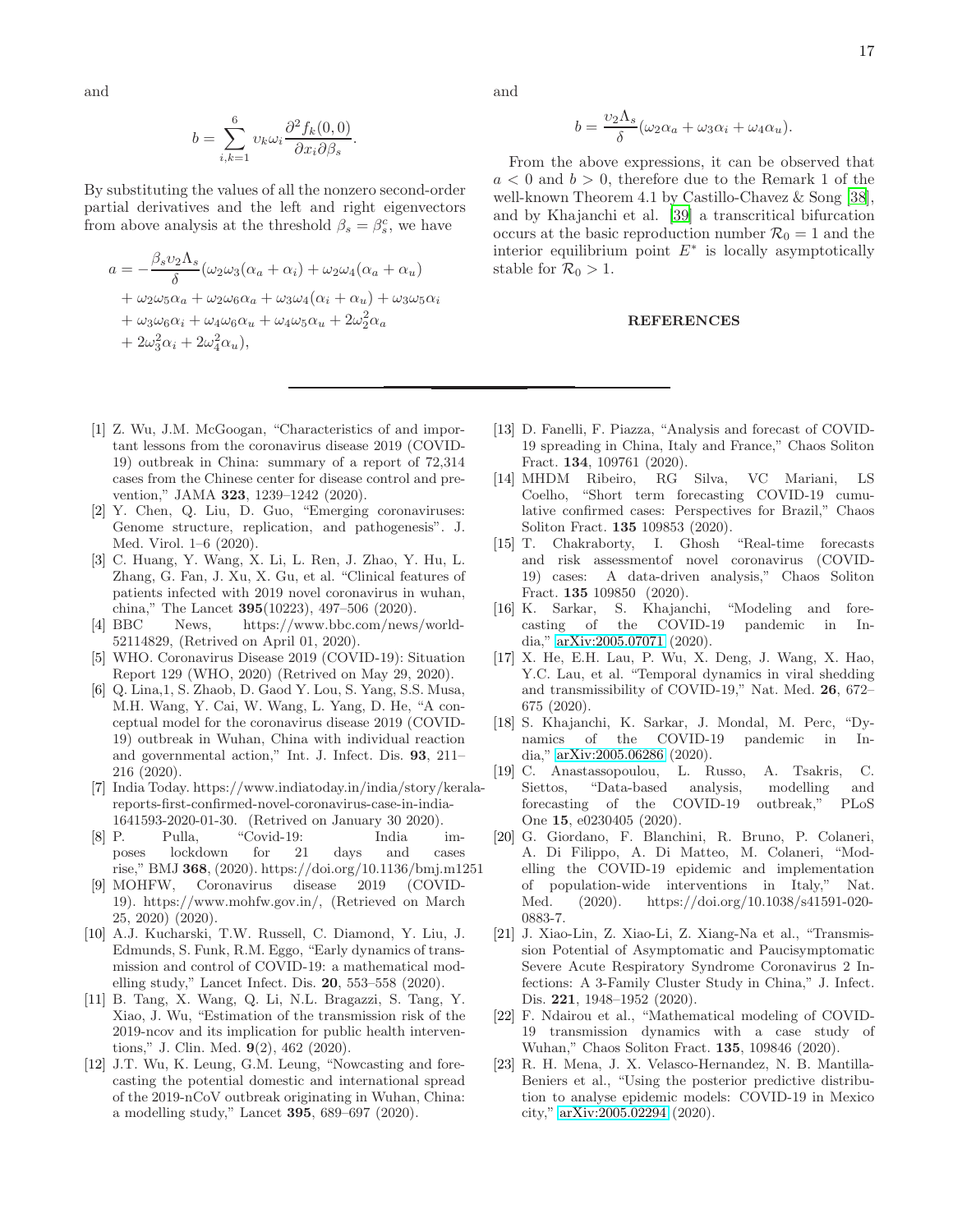and

$$b = \sum_{i,k=1}^{6} \upsilon_k \omega_i \frac{\partial^2 f_k(0,0)}{\partial x_i \partial \beta_s}.$$

By substituting the values of all the nonzero second-order partial derivatives and the left and right eigenvectors from above analysis at the threshold $\beta_s = \beta_s^c$, we have

$$\begin{aligned}
a = &-\frac{\beta_s \upsilon_2 \Lambda_s}{\delta}(\omega_2\omega_3(\alpha_a + \alpha_i) + \omega_2\omega_4(\alpha_a + \alpha_u) \\
&+ \omega_2\omega_5\alpha_a + \omega_2\omega_6\alpha_a + \omega_3\omega_4(\alpha_i + \alpha_u) + \omega_3\omega_5\alpha_i \\
&+ \omega_3\omega_6\alpha_i + \omega_4\omega_6\alpha_u + \omega_4\omega_5\alpha_u + 2\omega_2^2\alpha_a \\
&+ 2\omega_3^2\alpha_i + 2\omega_4^2\alpha_u),
\end{aligned}$$

and

$$b = \frac{\upsilon_2 \Lambda_s}{\delta}(\omega_2\alpha_a + \omega_3\alpha_i + \omega_4\alpha_u).$$

From the above expressions, it can be observed that $a < 0$ and $b > 0$, therefore due to the Remark 1 of the well-known Theorem 4.1 by Castillo-Chavez & Song [38], and by Khajanchi et al. [39] a transcritical bifurcation occurs at the basic reproduction number $\mathcal{R}_0 = 1$ and the interior equilibrium point $E^*$ is locally asymptotically stable for $\mathcal{R}_0 > 1$.

## REFERENCES

[1] Z. Wu, J.M. McGoogan, "Characteristics of and important lessons from the coronavirus disease 2019 (COVID-19) outbreak in China: summary of a report of 72,314 cases from the Chinese center for disease control and prevention," JAMA **323**, 1239–1242 (2020).

[2] Y. Chen, Q. Liu, D. Guo, "Emerging coronaviruses: Genome structure, replication, and pathogenesis". J. Med. Virol. 1–6 (2020).

[3] C. Huang, Y. Wang, X. Li, L. Ren, J. Zhao, Y. Hu, L. Zhang, G. Fan, J. Xu, X. Gu, et al. "Clinical features of patients infected with 2019 novel coronavirus in wuhan, china," The Lancet **395**(10223), 497–506 (2020).

[4] BBC News, https://www.bbc.com/news/world-52114829, (Retrived on April 01, 2020).

[5] WHO. Coronavirus Disease 2019 (COVID-19): Situation Report 129 (WHO, 2020) (Retrived on May 29, 2020).

[6] Q. Lina,1, S. Zhaob, D. Gaod Y. Lou, S. Yang, S.S. Musa, M.H. Wang, Y. Cai, W. Wang, L. Yang, D. He, "A conceptual model for the coronavirus disease 2019 (COVID-19) outbreak in Wuhan, China with individual reaction and governmental action," Int. J. Infect. Dis. **93**, 211–216 (2020).

[7] India Today. https://www.indiatoday.in/india/story/kerala-reports-first-confirmed-novel-coronavirus-case-in-india-1641593-2020-01-30. (Retrived on January 30 2020).

[8] P. Pulla, "Covid-19: India imposes lockdown for 21 days and cases rise," BMJ **368**, (2020). https://doi.org/10.1136/bmj.m1251

[9] MOHFW, Coronavirus disease 2019 (COVID-19). https://www.mohfw.gov.in/, (Retrieved on March 25, 2020) (2020).

[10] A.J. Kucharski, T.W. Russell, C. Diamond, Y. Liu, J. Edmunds, S. Funk, R.M. Eggo, "Early dynamics of transmission and control of COVID-19: a mathematical modelling study," Lancet Infect. Dis. **20**, 553–558 (2020).

[11] B. Tang, X. Wang, Q. Li, N.L. Bragazzi, S. Tang, Y. Xiao, J. Wu, "Estimation of the transmission risk of the 2019-ncov and its implication for public health interventions," J. Clin. Med. **9**(2), 462 (2020).

[12] J.T. Wu, K. Leung, G.M. Leung, "Nowcasting and forecasting the potential domestic and international spread of the 2019-nCoV outbreak originating in Wuhan, China: a modelling study," Lancet **395**, 689–697 (2020).

[13] D. Fanelli, F. Piazza, "Analysis and forecast of COVID-19 spreading in China, Italy and France," Chaos Soliton Fract. **134**, 109761 (2020).

[14] MHDM Ribeiro, RG Silva, VC Mariani, LS Coelho, "Short term forecasting COVID-19 cumulative confirmed cases: Perspectives for Brazil," Chaos Soliton Fract. **135** 109853 (2020).

[15] T. Chakraborty, I. Ghosh "Real-time forecasts and risk assessmentof novel coronavirus (COVID-19) cases: A data-driven analysis," Chaos Soliton Fract. **135** 109850 (2020).

[16] K. Sarkar, S. Khajanchi, "Modeling and forecasting of the COVID-19 pandemic in India," arXiv:2005.07071 (2020).

[17] X. He, E.H. Lau, P. Wu, X. Deng, J. Wang, X. Hao, Y.C. Lau, et al. "Temporal dynamics in viral shedding and transmissibility of COVID-19," Nat. Med. **26**, 672–675 (2020).

[18] S. Khajanchi, K. Sarkar, J. Mondal, M. Perc, "Dynamics of the COVID-19 pandemic in India," arXiv:2005.06286 (2020).

[19] C. Anastassopoulou, L. Russo, A. Tsakris, C. Siettos, "Data-based analysis, modelling and forecasting of the COVID-19 outbreak," PLoS One **15**, e0230405 (2020).

[20] G. Giordano, F. Blanchini, R. Bruno, P. Colaneri, A. Di Filippo, A. Di Matteo, M. Colaneri, "Modelling the COVID-19 epidemic and implementation of population-wide interventions in Italy," Nat. Med. (2020). https://doi.org/10.1038/s41591-020-0883-7.

[21] J. Xiao-Lin, Z. Xiao-Li, Z. Xiang-Na et al., "Transmission Potential of Asymptomatic and Paucisymptomatic Severe Acute Respiratory Syndrome Coronavirus 2 Infections: A 3-Family Cluster Study in China," J. Infect. Dis. **221**, 1948–1952 (2020).

[22] F. Ndairou et al., "Mathematical modeling of COVID-19 transmission dynamics with a case study of Wuhan," Chaos Soliton Fract. **135**, 109846 (2020).

[23] R. H. Mena, J. X. Velasco-Hernandez, N. B. Mantilla-Beniers et al., "Using the posterior predictive distribution to analyse epidemic models: COVID-19 in Mexico city," arXiv:2005.02294 (2020).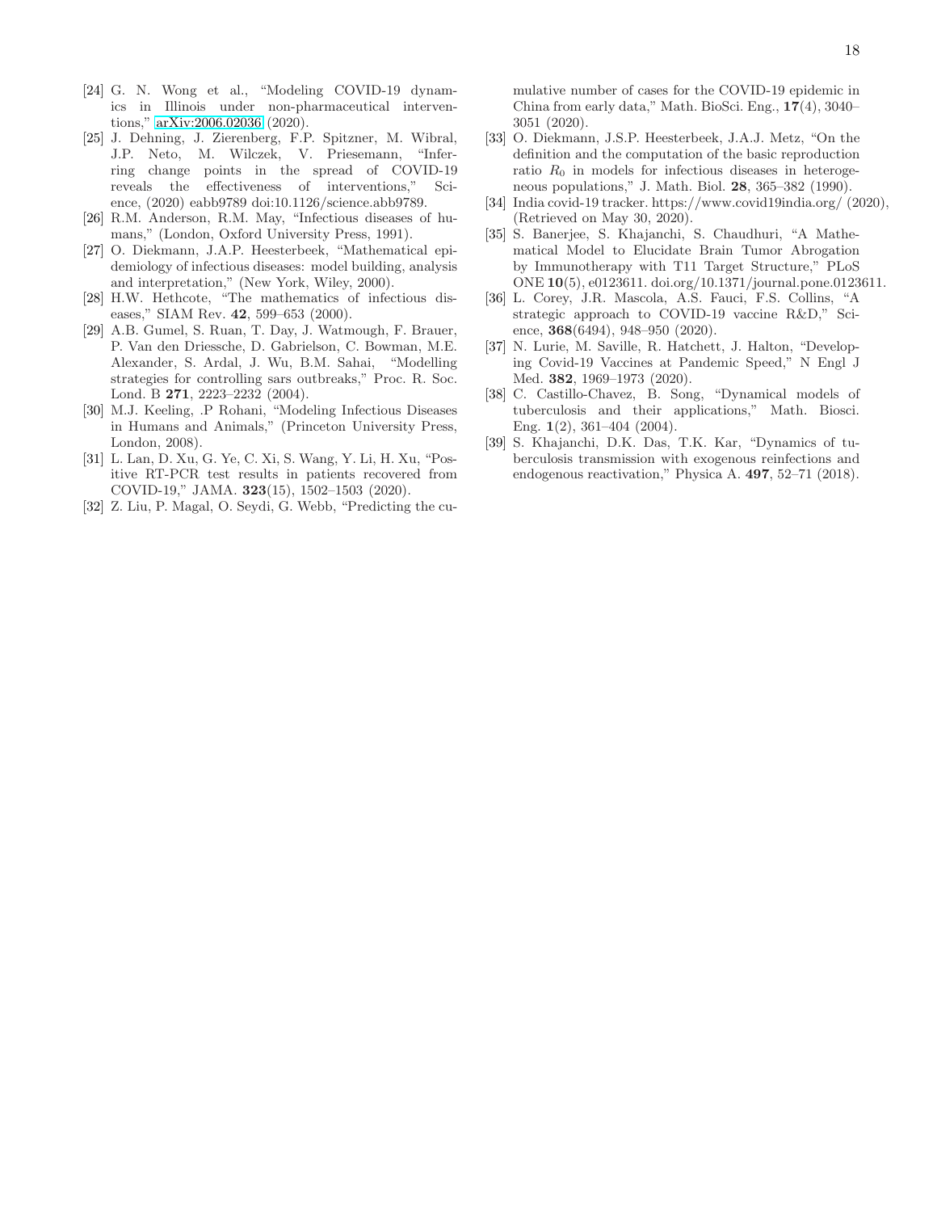[24] G. N. Wong et al., "Modeling COVID-19 dynamics in Illinois under non-pharmaceutical interventions," arXiv:2006.02036 (2020).

[25] J. Dehning, J. Zierenberg, F.P. Spitzner, M. Wibral, J.P. Neto, M. Wilczek, V. Priesemann, "Inferring change points in the spread of COVID-19 reveals the effectiveness of interventions," Science, (2020) eabb9789 doi:10.1126/science.abb9789.

[26] R.M. Anderson, R.M. May, "Infectious diseases of humans," (London, Oxford University Press, 1991).

[27] O. Diekmann, J.A.P. Heesterbeek, "Mathematical epidemiology of infectious diseases: model building, analysis and interpretation," (New York, Wiley, 2000).

[28] H.W. Hethcote, "The mathematics of infectious diseases," SIAM Rev. **42**, 599–653 (2000).

[29] A.B. Gumel, S. Ruan, T. Day, J. Watmough, F. Brauer, P. Van den Driessche, D. Gabrielson, C. Bowman, M.E. Alexander, S. Ardal, J. Wu, B.M. Sahai, "Modelling strategies for controlling sars outbreaks," Proc. R. Soc. Lond. B **271**, 2223–2232 (2004).

[30] M.J. Keeling, .P Rohani, "Modeling Infectious Diseases in Humans and Animals," (Princeton University Press, London, 2008).

[31] L. Lan, D. Xu, G. Ye, C. Xi, S. Wang, Y. Li, H. Xu, "Positive RT-PCR test results in patients recovered from COVID-19," JAMA. **323**(15), 1502–1503 (2020).

[32] Z. Liu, P. Magal, O. Seydi, G. Webb, "Predicting the cumulative number of cases for the COVID-19 epidemic in China from early data," Math. BioSci. Eng., **17**(4), 3040–3051 (2020).

[33] O. Diekmann, J.S.P. Heesterbeek, J.A.J. Metz, "On the definition and the computation of the basic reproduction ratio $R_0$ in models for infectious diseases in heterogeneous populations," J. Math. Biol. **28**, 365–382 (1990).

[34] India covid-19 tracker. https://www.covid19india.org/ (2020), (Retrieved on May 30, 2020).

[35] S. Banerjee, S. Khajanchi, S. Chaudhuri, "A Mathematical Model to Elucidate Brain Tumor Abrogation by Immunotherapy with T11 Target Structure," PLoS ONE **10**(5), e0123611. doi.org/10.1371/journal.pone.0123611.

[36] L. Corey, J.R. Mascola, A.S. Fauci, F.S. Collins, "A strategic approach to COVID-19 vaccine R&D," Science, **368**(6494), 948–950 (2020).

[37] N. Lurie, M. Saville, R. Hatchett, J. Halton, "Developing Covid-19 Vaccines at Pandemic Speed," N Engl J Med. **382**, 1969–1973 (2020).

[38] C. Castillo-Chavez, B. Song, "Dynamical models of tuberculosis and their applications," Math. Biosci. Eng. **1**(2), 361–404 (2004).

[39] S. Khajanchi, D.K. Das, T.K. Kar, "Dynamics of tuberculosis transmission with exogenous reinfections and endogenous reactivation," Physica A. **497**, 52–71 (2018).